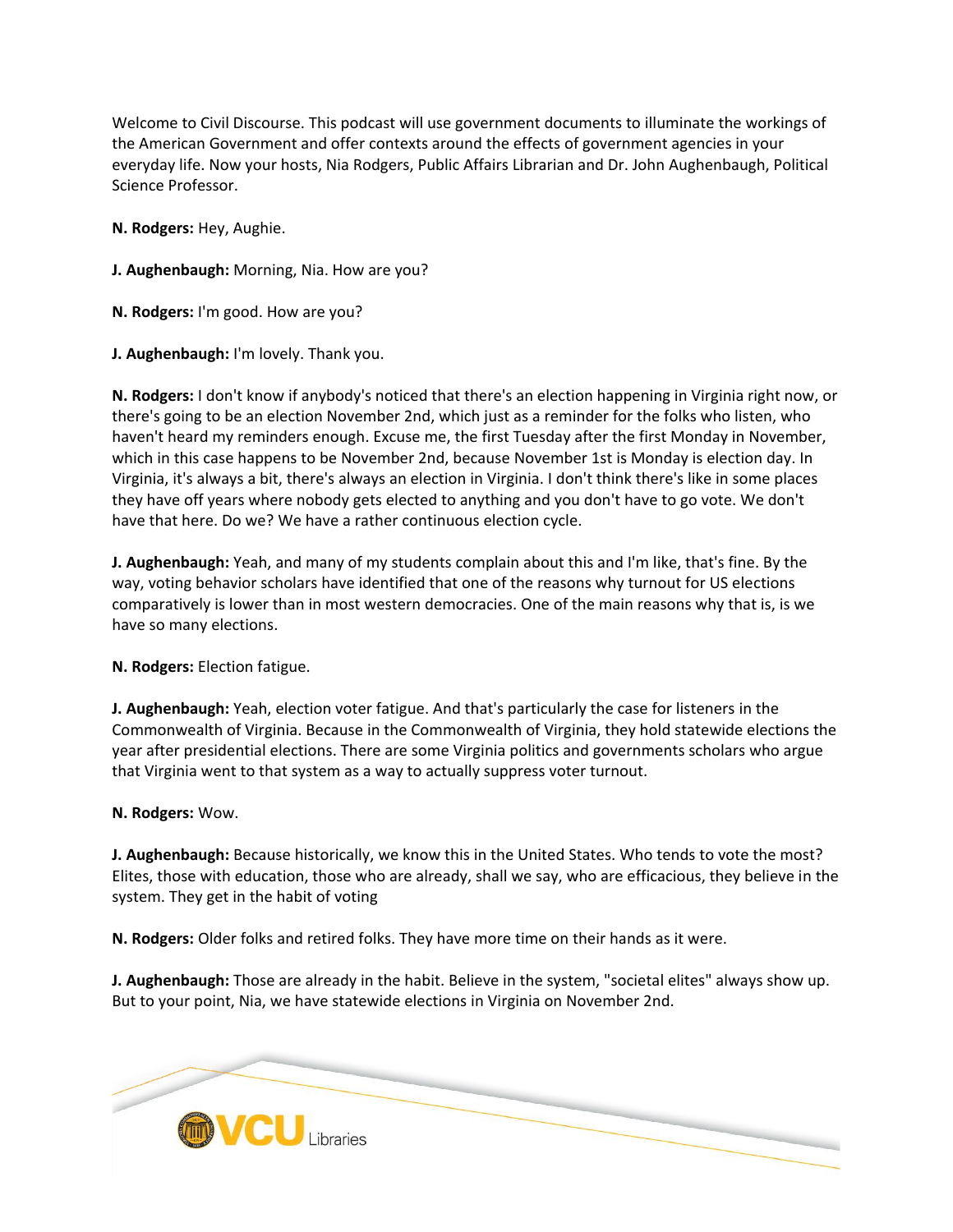Welcome to Civil Discourse. This podcast will use government documents to illuminate the workings of the American Government and offer contexts around the effects of government agencies in your everyday life. Now your hosts, Nia Rodgers, Public Affairs Librarian and Dr. John Aughenbaugh, Political Science Professor.

**N. Rodgers:** Hey, Aughie.

**J. Aughenbaugh:** Morning, Nia. How are you?

**N. Rodgers:** I'm good. How are you?

**J. Aughenbaugh:** I'm lovely. Thank you.

**N. Rodgers:** I don't know if anybody's noticed that there's an election happening in Virginia right now, or there's going to be an election November 2nd, which just as a reminder for the folks who listen, who haven't heard my reminders enough. Excuse me, the first Tuesday after the first Monday in November, which in this case happens to be November 2nd, because November 1st is Monday is election day. In Virginia, it's always a bit, there's always an election in Virginia. I don't think there's like in some places they have off years where nobody gets elected to anything and you don't have to go vote. We don't have that here. Do we? We have a rather continuous election cycle.

**J. Aughenbaugh:** Yeah, and many of my students complain about this and I'm like, that's fine. By the way, voting behavior scholars have identified that one of the reasons why turnout for US elections comparatively is lower than in most western democracies. One of the main reasons why that is, is we have so many elections.

**N. Rodgers:** Election fatigue.

**J. Aughenbaugh:** Yeah, election voter fatigue. And that's particularly the case for listeners in the Commonwealth of Virginia. Because in the Commonwealth of Virginia, they hold statewide elections the year after presidential elections. There are some Virginia politics and governments scholars who argue that Virginia went to that system as a way to actually suppress voter turnout.

**N. Rodgers:** Wow.

**J. Aughenbaugh:** Because historically, we know this in the United States. Who tends to vote the most? Elites, those with education, those who are already, shall we say, who are efficacious, they believe in the system. They get in the habit of voting

**N. Rodgers:** Older folks and retired folks. They have more time on their hands as it were.

**J. Aughenbaugh:** Those are already in the habit. Believe in the system, "societal elites" always show up. But to your point, Nia, we have statewide elections in Virginia on November 2nd.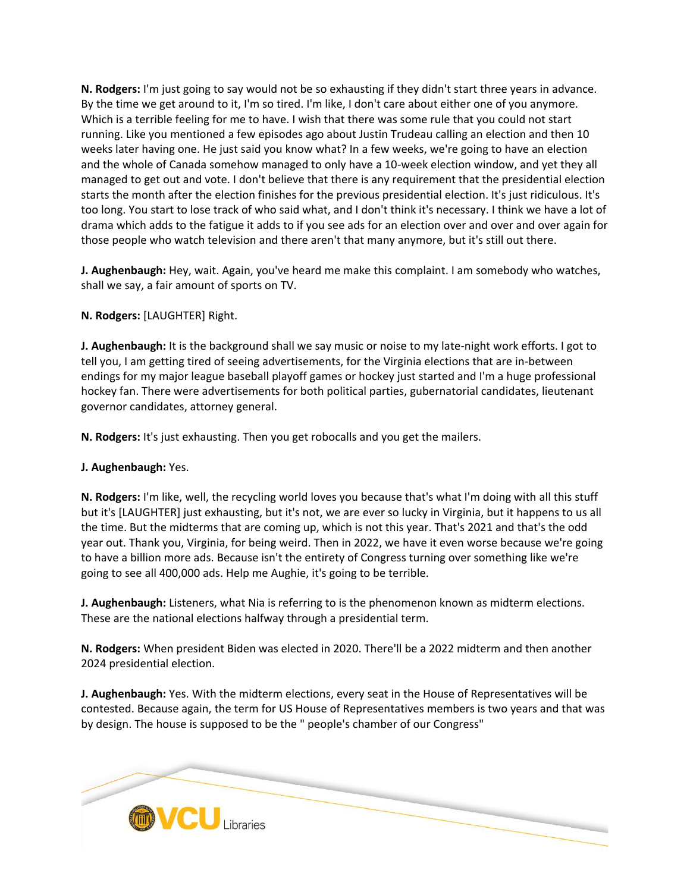**N. Rodgers:** I'm just going to say would not be so exhausting if they didn't start three years in advance. By the time we get around to it, I'm so tired. I'm like, I don't care about either one of you anymore. Which is a terrible feeling for me to have. I wish that there was some rule that you could not start running. Like you mentioned a few episodes ago about Justin Trudeau calling an election and then 10 weeks later having one. He just said you know what? In a few weeks, we're going to have an election and the whole of Canada somehow managed to only have a 10-week election window, and yet they all managed to get out and vote. I don't believe that there is any requirement that the presidential election starts the month after the election finishes for the previous presidential election. It's just ridiculous. It's too long. You start to lose track of who said what, and I don't think it's necessary. I think we have a lot of drama which adds to the fatigue it adds to if you see ads for an election over and over and over again for those people who watch television and there aren't that many anymore, but it's still out there.

**J. Aughenbaugh:** Hey, wait. Again, you've heard me make this complaint. I am somebody who watches, shall we say, a fair amount of sports on TV.

**N. Rodgers:** [LAUGHTER] Right.

**J. Aughenbaugh:** It is the background shall we say music or noise to my late-night work efforts. I got to tell you, I am getting tired of seeing advertisements, for the Virginia elections that are in-between endings for my major league baseball playoff games or hockey just started and I'm a huge professional hockey fan. There were advertisements for both political parties, gubernatorial candidates, lieutenant governor candidates, attorney general.

**N. Rodgers:** It's just exhausting. Then you get robocalls and you get the mailers.

**J. Aughenbaugh:** Yes.

**N. Rodgers:** I'm like, well, the recycling world loves you because that's what I'm doing with all this stuff but it's [LAUGHTER] just exhausting, but it's not, we are ever so lucky in Virginia, but it happens to us all the time. But the midterms that are coming up, which is not this year. That's 2021 and that's the odd year out. Thank you, Virginia, for being weird. Then in 2022, we have it even worse because we're going to have a billion more ads. Because isn't the entirety of Congress turning over something like we're going to see all 400,000 ads. Help me Aughie, it's going to be terrible.

**J. Aughenbaugh:** Listeners, what Nia is referring to is the phenomenon known as midterm elections. These are the national elections halfway through a presidential term.

**N. Rodgers:** When president Biden was elected in 2020. There'll be a 2022 midterm and then another 2024 presidential election.

**J. Aughenbaugh:** Yes. With the midterm elections, every seat in the House of Representatives will be contested. Because again, the term for US House of Representatives members is two years and that was by design. The house is supposed to be the " people's chamber of our Congress"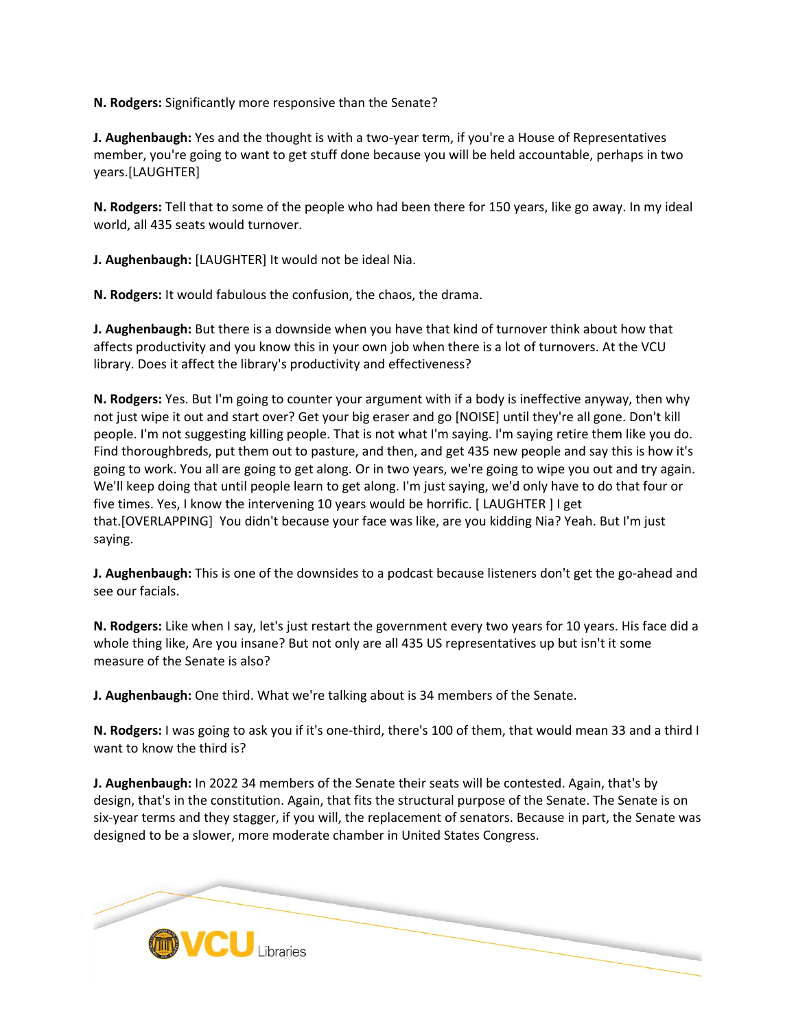**N. Rodgers:** Significantly more responsive than the Senate?

**J. Aughenbaugh:** Yes and the thought is with a two-year term, if you're a House of Representatives member, you're going to want to get stuff done because you will be held accountable, perhaps in two years.[LAUGHTER]

**N. Rodgers:** Tell that to some of the people who had been there for 150 years, like go away. In my ideal world, all 435 seats would turnover.

**J. Aughenbaugh:** [LAUGHTER] It would not be ideal Nia.

**N. Rodgers:** It would fabulous the confusion, the chaos, the drama.

**J. Aughenbaugh:** But there is a downside when you have that kind of turnover think about how that affects productivity and you know this in your own job when there is a lot of turnovers. At the VCU library. Does it affect the library's productivity and effectiveness?

**N. Rodgers:** Yes. But I'm going to counter your argument with if a body is ineffective anyway, then why not just wipe it out and start over? Get your big eraser and go [NOISE] until they're all gone. Don't kill people. I'm not suggesting killing people. That is not what I'm saying. I'm saying retire them like you do. Find thoroughbreds, put them out to pasture, and then, and get 435 new people and say this is how it's going to work. You all are going to get along. Or in two years, we're going to wipe you out and try again. We'll keep doing that until people learn to get along. I'm just saying, we'd only have to do that four or five times. Yes, I know the intervening 10 years would be horrific. [ LAUGHTER ] I get that.[OVERLAPPING] You didn't because your face was like, are you kidding Nia? Yeah. But I'm just saying.

**J. Aughenbaugh:** This is one of the downsides to a podcast because listeners don't get the go-ahead and see our facials.

**N. Rodgers:** Like when I say, let's just restart the government every two years for 10 years. His face did a whole thing like, Are you insane? But not only are all 435 US representatives up but isn't it some measure of the Senate is also?

**J. Aughenbaugh:** One third. What we're talking about is 34 members of the Senate.

**N. Rodgers:** I was going to ask you if it's one-third, there's 100 of them, that would mean 33 and a third I want to know the third is?

**J. Aughenbaugh:** In 2022 34 members of the Senate their seats will be contested. Again, that's by design, that's in the constitution. Again, that fits the structural purpose of the Senate. The Senate is on six-year terms and they stagger, if you will, the replacement of senators. Because in part, the Senate was designed to be a slower, more moderate chamber in United States Congress.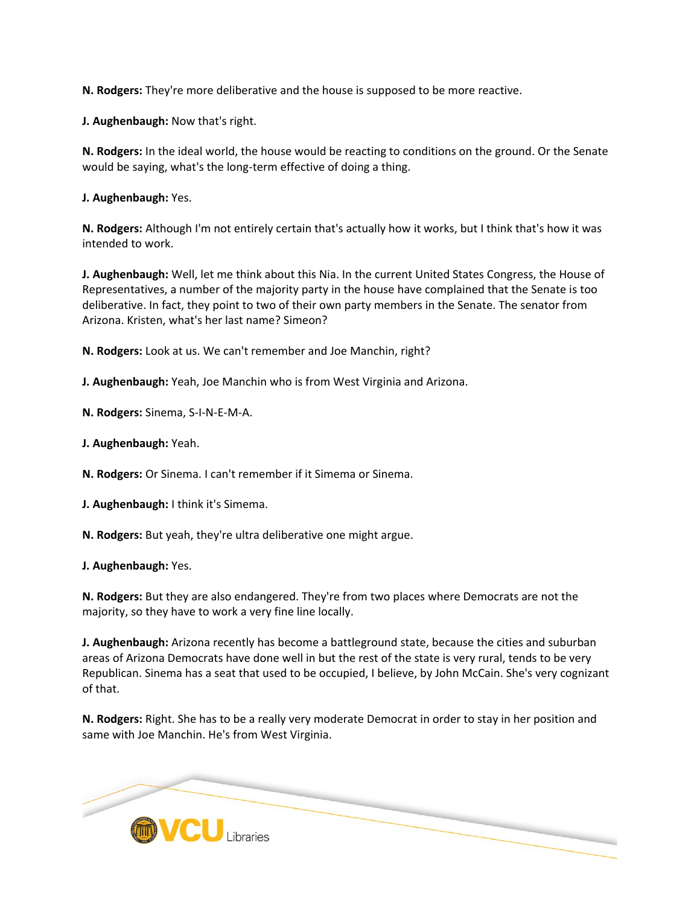**N. Rodgers:** They're more deliberative and the house is supposed to be more reactive.

**J. Aughenbaugh:** Now that's right.

**N. Rodgers:** In the ideal world, the house would be reacting to conditions on the ground. Or the Senate would be saying, what's the long-term effective of doing a thing.

**J. Aughenbaugh:** Yes.

**N. Rodgers:** Although I'm not entirely certain that's actually how it works, but I think that's how it was intended to work.

**J. Aughenbaugh:** Well, let me think about this Nia. In the current United States Congress, the House of Representatives, a number of the majority party in the house have complained that the Senate is too deliberative. In fact, they point to two of their own party members in the Senate. The senator from Arizona. Kristen, what's her last name? Simeon?

**N. Rodgers:** Look at us. We can't remember and Joe Manchin, right?

**J. Aughenbaugh:** Yeah, Joe Manchin who is from West Virginia and Arizona.

**N. Rodgers:** Sinema, S-I-N-E-M-A.

**J. Aughenbaugh:** Yeah.

**N. Rodgers:** Or Sinema. I can't remember if it Simema or Sinema.

**J. Aughenbaugh:** I think it's Simema.

**N. Rodgers:** But yeah, they're ultra deliberative one might argue.

**J. Aughenbaugh:** Yes.

**N. Rodgers:** But they are also endangered. They're from two places where Democrats are not the majority, so they have to work a very fine line locally.

**J. Aughenbaugh:** Arizona recently has become a battleground state, because the cities and suburban areas of Arizona Democrats have done well in but the rest of the state is very rural, tends to be very Republican. Sinema has a seat that used to be occupied, I believe, by John McCain. She's very cognizant of that.

**N. Rodgers:** Right. She has to be a really very moderate Democrat in order to stay in her position and same with Joe Manchin. He's from West Virginia.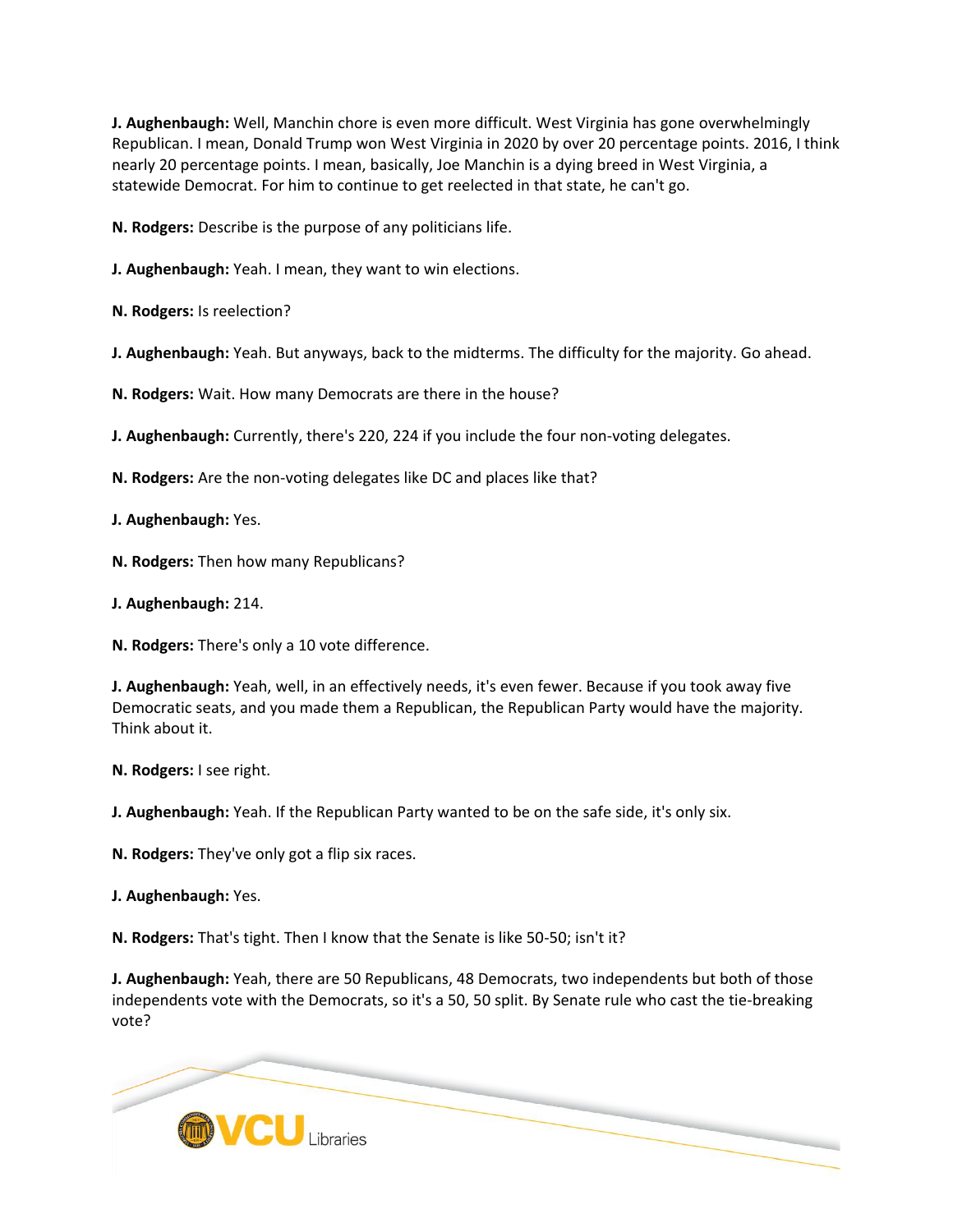**J. Aughenbaugh:** Well, Manchin chore is even more difficult. West Virginia has gone overwhelmingly Republican. I mean, Donald Trump won West Virginia in 2020 by over 20 percentage points. 2016, I think nearly 20 percentage points. I mean, basically, Joe Manchin is a dying breed in West Virginia, a statewide Democrat. For him to continue to get reelected in that state, he can't go.

**N. Rodgers:** Describe is the purpose of any politicians life.

**J. Aughenbaugh:** Yeah. I mean, they want to win elections.

**N. Rodgers:** Is reelection?

**J. Aughenbaugh:** Yeah. But anyways, back to the midterms. The difficulty for the majority. Go ahead.

**N. Rodgers:** Wait. How many Democrats are there in the house?

**J. Aughenbaugh:** Currently, there's 220, 224 if you include the four non-voting delegates.

**N. Rodgers:** Are the non-voting delegates like DC and places like that?

**J. Aughenbaugh:** Yes.

**N. Rodgers:** Then how many Republicans?

**J. Aughenbaugh:** 214.

**N. Rodgers:** There's only a 10 vote difference.

**J. Aughenbaugh:** Yeah, well, in an effectively needs, it's even fewer. Because if you took away five Democratic seats, and you made them a Republican, the Republican Party would have the majority. Think about it.

**N. Rodgers:** I see right.

**J. Aughenbaugh:** Yeah. If the Republican Party wanted to be on the safe side, it's only six.

**N. Rodgers:** They've only got a flip six races.

**J. Aughenbaugh:** Yes.

**N. Rodgers:** That's tight. Then I know that the Senate is like 50-50; isn't it?

**J. Aughenbaugh:** Yeah, there are 50 Republicans, 48 Democrats, two independents but both of those independents vote with the Democrats, so it's a 50, 50 split. By Senate rule who cast the tie-breaking vote?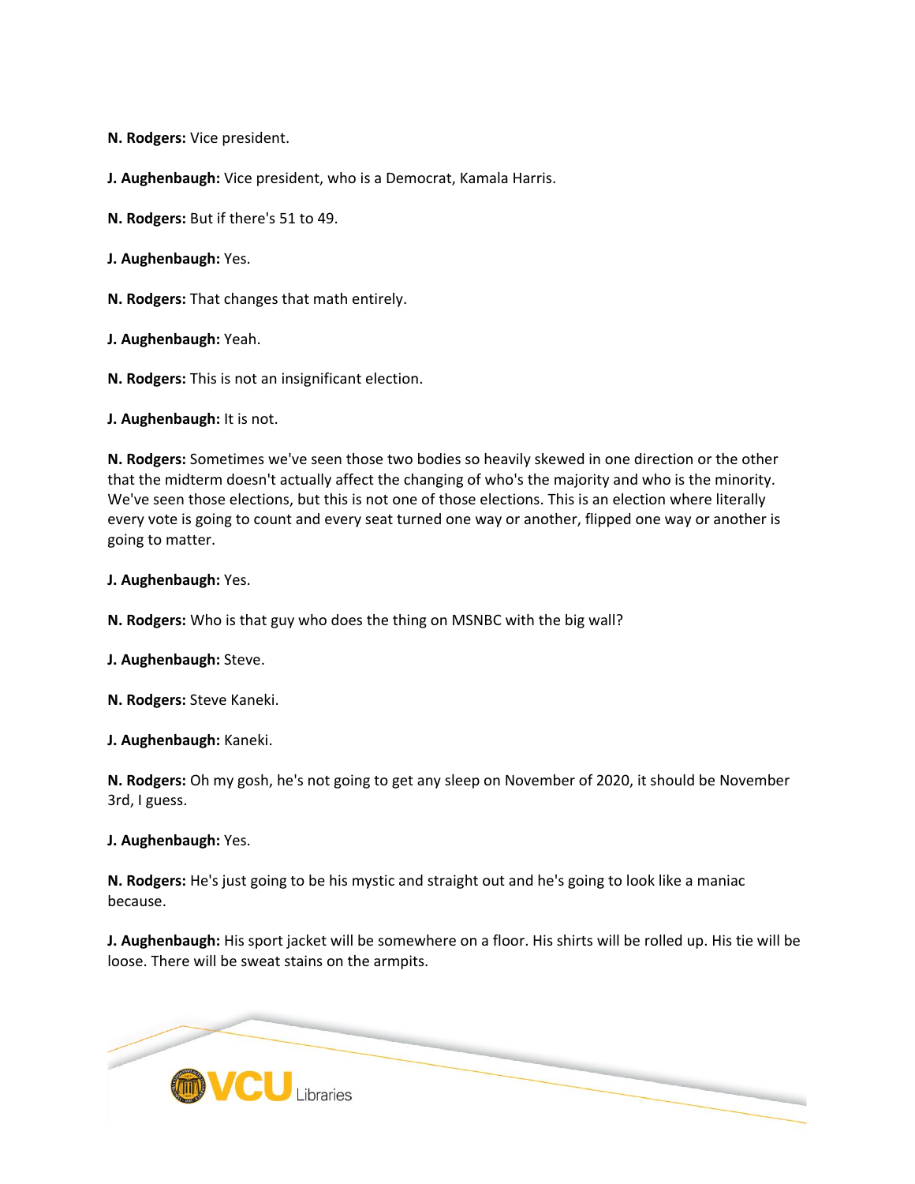**N. Rodgers:** Vice president.

**J. Aughenbaugh:** Vice president, who is a Democrat, Kamala Harris.

**N. Rodgers:** But if there's 51 to 49.

**J. Aughenbaugh:** Yes.

**N. Rodgers:** That changes that math entirely.

**J. Aughenbaugh:** Yeah.

**N. Rodgers:** This is not an insignificant election.

**J. Aughenbaugh:** It is not.

**N. Rodgers:** Sometimes we've seen those two bodies so heavily skewed in one direction or the other that the midterm doesn't actually affect the changing of who's the majority and who is the minority. We've seen those elections, but this is not one of those elections. This is an election where literally every vote is going to count and every seat turned one way or another, flipped one way or another is going to matter.

**J. Aughenbaugh:** Yes.

**N. Rodgers:** Who is that guy who does the thing on MSNBC with the big wall?

**J. Aughenbaugh:** Steve.

**N. Rodgers:** Steve Kaneki.

**J. Aughenbaugh:** Kaneki.

**N. Rodgers:** Oh my gosh, he's not going to get any sleep on November of 2020, it should be November 3rd, I guess.

**J. Aughenbaugh:** Yes.

**N. Rodgers:** He's just going to be his mystic and straight out and he's going to look like a maniac because.

**J. Aughenbaugh:** His sport jacket will be somewhere on a floor. His shirts will be rolled up. His tie will be loose. There will be sweat stains on the armpits.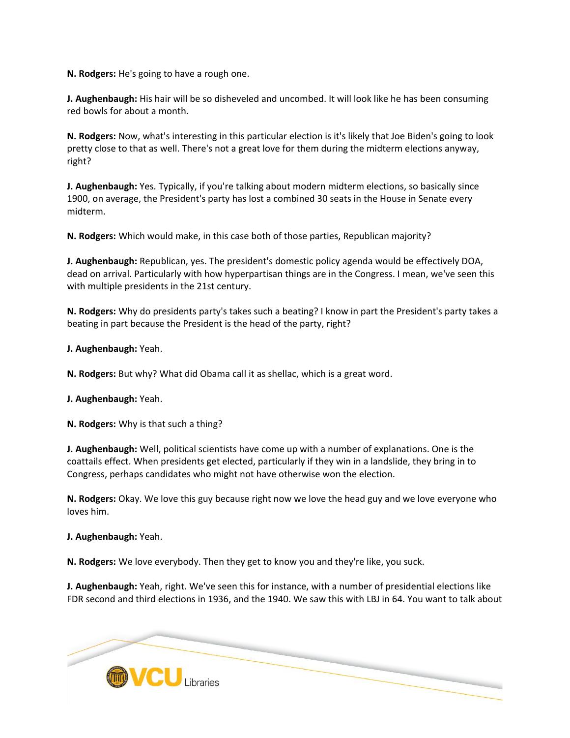**N. Rodgers:** He's going to have a rough one.

**J. Aughenbaugh:** His hair will be so disheveled and uncombed. It will look like he has been consuming red bowls for about a month.

**N. Rodgers:** Now, what's interesting in this particular election is it's likely that Joe Biden's going to look pretty close to that as well. There's not a great love for them during the midterm elections anyway, right?

**J. Aughenbaugh:** Yes. Typically, if you're talking about modern midterm elections, so basically since 1900, on average, the President's party has lost a combined 30 seats in the House in Senate every midterm.

**N. Rodgers:** Which would make, in this case both of those parties, Republican majority?

**J. Aughenbaugh:** Republican, yes. The president's domestic policy agenda would be effectively DOA, dead on arrival. Particularly with how hyperpartisan things are in the Congress. I mean, we've seen this with multiple presidents in the 21st century.

**N. Rodgers:** Why do presidents party's takes such a beating? I know in part the President's party takes a beating in part because the President is the head of the party, right?

**J. Aughenbaugh:** Yeah.

**N. Rodgers:** But why? What did Obama call it as shellac, which is a great word.

**J. Aughenbaugh:** Yeah.

**N. Rodgers:** Why is that such a thing?

**J. Aughenbaugh:** Well, political scientists have come up with a number of explanations. One is the coattails effect. When presidents get elected, particularly if they win in a landslide, they bring in to Congress, perhaps candidates who might not have otherwise won the election.

**N. Rodgers:** Okay. We love this guy because right now we love the head guy and we love everyone who loves him.

**J. Aughenbaugh:** Yeah.

**N. Rodgers:** We love everybody. Then they get to know you and they're like, you suck.

**J. Aughenbaugh:** Yeah, right. We've seen this for instance, with a number of presidential elections like FDR second and third elections in 1936, and the 1940. We saw this with LBJ in 64. You want to talk about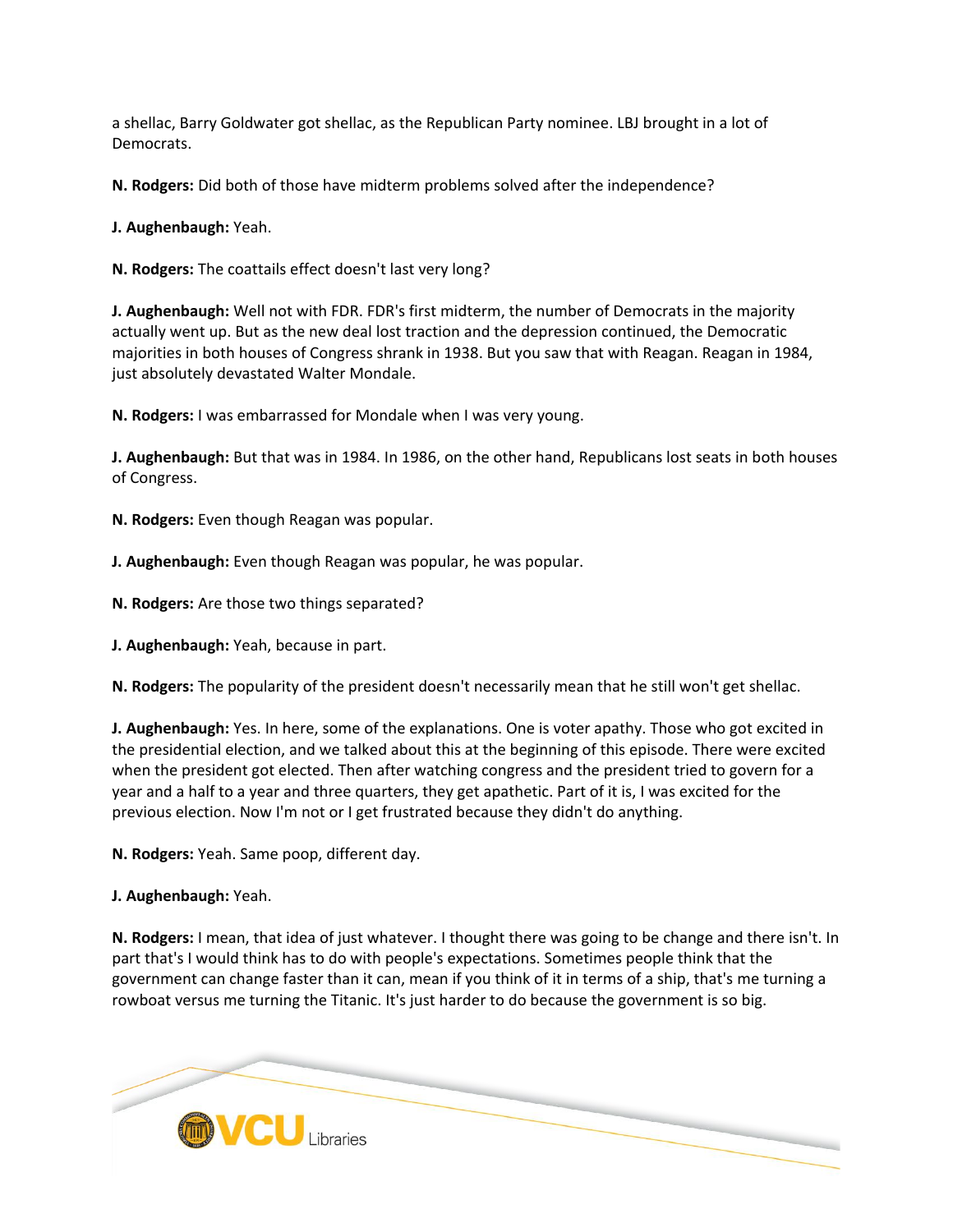a shellac, Barry Goldwater got shellac, as the Republican Party nominee. LBJ brought in a lot of Democrats.

**N. Rodgers:** Did both of those have midterm problems solved after the independence?

**J. Aughenbaugh:** Yeah.

**N. Rodgers:** The coattails effect doesn't last very long?

**J. Aughenbaugh:** Well not with FDR. FDR's first midterm, the number of Democrats in the majority actually went up. But as the new deal lost traction and the depression continued, the Democratic majorities in both houses of Congress shrank in 1938. But you saw that with Reagan. Reagan in 1984, just absolutely devastated Walter Mondale.

**N. Rodgers:** I was embarrassed for Mondale when I was very young.

**J. Aughenbaugh:** But that was in 1984. In 1986, on the other hand, Republicans lost seats in both houses of Congress.

**N. Rodgers:** Even though Reagan was popular.

**J. Aughenbaugh:** Even though Reagan was popular, he was popular.

**N. Rodgers:** Are those two things separated?

**J. Aughenbaugh:** Yeah, because in part.

**N. Rodgers:** The popularity of the president doesn't necessarily mean that he still won't get shellac.

**J. Aughenbaugh:** Yes. In here, some of the explanations. One is voter apathy. Those who got excited in the presidential election, and we talked about this at the beginning of this episode. There were excited when the president got elected. Then after watching congress and the president tried to govern for a year and a half to a year and three quarters, they get apathetic. Part of it is, I was excited for the previous election. Now I'm not or I get frustrated because they didn't do anything.

**N. Rodgers:** Yeah. Same poop, different day.

**J. Aughenbaugh:** Yeah.

**N. Rodgers:** I mean, that idea of just whatever. I thought there was going to be change and there isn't. In part that's I would think has to do with people's expectations. Sometimes people think that the government can change faster than it can, mean if you think of it in terms of a ship, that's me turning a rowboat versus me turning the Titanic. It's just harder to do because the government is so big.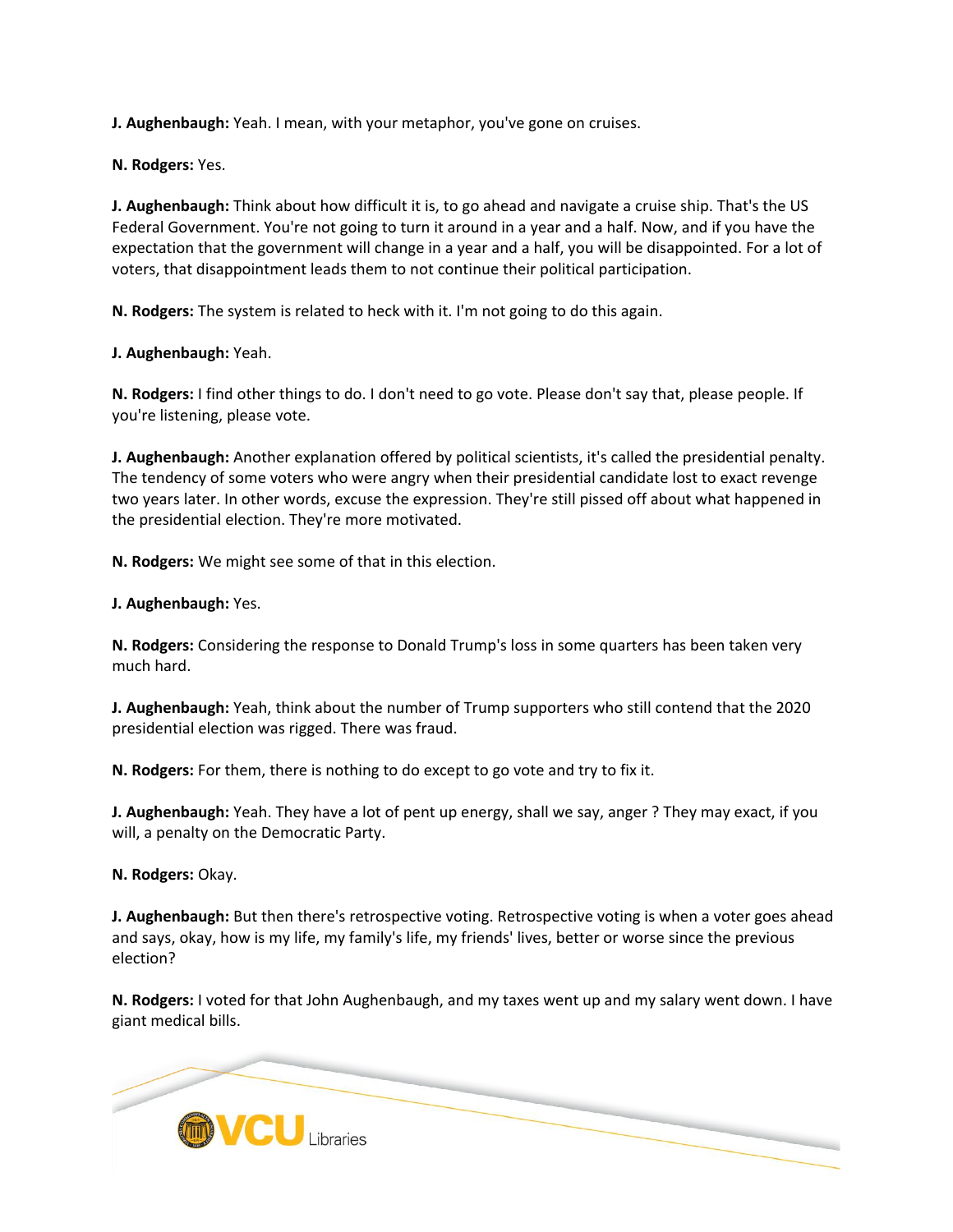**J. Aughenbaugh:** Yeah. I mean, with your metaphor, you've gone on cruises.

**N. Rodgers:** Yes.

**J. Aughenbaugh:** Think about how difficult it is, to go ahead and navigate a cruise ship. That's the US Federal Government. You're not going to turn it around in a year and a half. Now, and if you have the expectation that the government will change in a year and a half, you will be disappointed. For a lot of voters, that disappointment leads them to not continue their political participation.

**N. Rodgers:** The system is related to heck with it. I'm not going to do this again.

**J. Aughenbaugh:** Yeah.

**N. Rodgers:** I find other things to do. I don't need to go vote. Please don't say that, please people. If you're listening, please vote.

**J. Aughenbaugh:** Another explanation offered by political scientists, it's called the presidential penalty. The tendency of some voters who were angry when their presidential candidate lost to exact revenge two years later. In other words, excuse the expression. They're still pissed off about what happened in the presidential election. They're more motivated.

**N. Rodgers:** We might see some of that in this election.

**J. Aughenbaugh:** Yes.

**N. Rodgers:** Considering the response to Donald Trump's loss in some quarters has been taken very much hard.

**J. Aughenbaugh:** Yeah, think about the number of Trump supporters who still contend that the 2020 presidential election was rigged. There was fraud.

**N. Rodgers:** For them, there is nothing to do except to go vote and try to fix it.

**J. Aughenbaugh:** Yeah. They have a lot of pent up energy, shall we say, anger ? They may exact, if you will, a penalty on the Democratic Party.

**N. Rodgers:** Okay.

**J. Aughenbaugh:** But then there's retrospective voting. Retrospective voting is when a voter goes ahead and says, okay, how is my life, my family's life, my friends' lives, better or worse since the previous election?

**N. Rodgers:** I voted for that John Aughenbaugh, and my taxes went up and my salary went down. I have giant medical bills.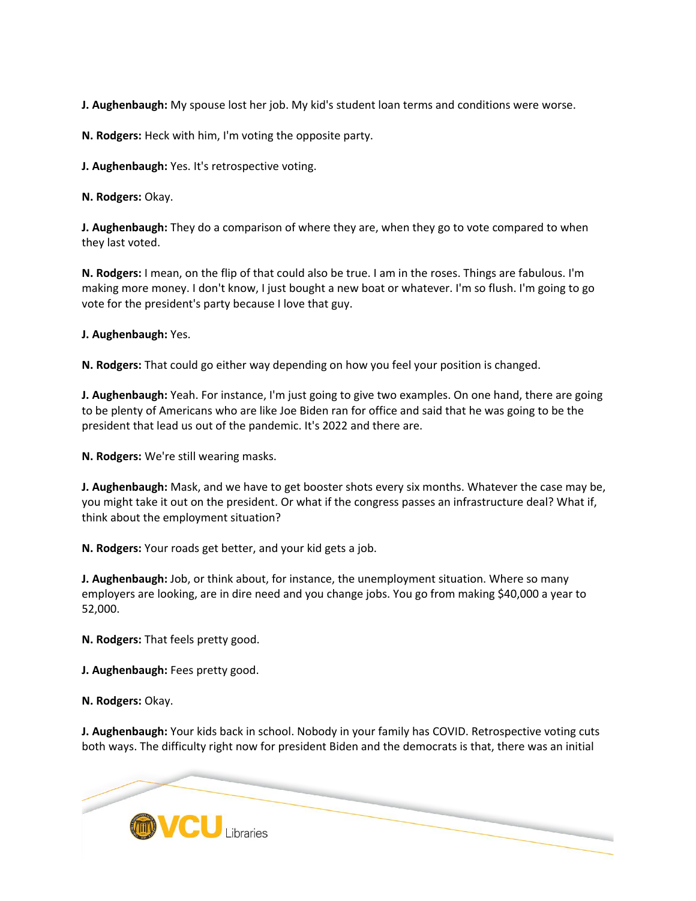**J. Aughenbaugh:** My spouse lost her job. My kid's student loan terms and conditions were worse.

**N. Rodgers:** Heck with him, I'm voting the opposite party.

**J. Aughenbaugh:** Yes. It's retrospective voting.

**N. Rodgers:** Okay.

**J. Aughenbaugh:** They do a comparison of where they are, when they go to vote compared to when they last voted.

**N. Rodgers:** I mean, on the flip of that could also be true. I am in the roses. Things are fabulous. I'm making more money. I don't know, I just bought a new boat or whatever. I'm so flush. I'm going to go vote for the president's party because I love that guy.

**J. Aughenbaugh:** Yes.

**N. Rodgers:** That could go either way depending on how you feel your position is changed.

**J. Aughenbaugh:** Yeah. For instance, I'm just going to give two examples. On one hand, there are going to be plenty of Americans who are like Joe Biden ran for office and said that he was going to be the president that lead us out of the pandemic. It's 2022 and there are.

**N. Rodgers:** We're still wearing masks.

**J. Aughenbaugh:** Mask, and we have to get booster shots every six months. Whatever the case may be, you might take it out on the president. Or what if the congress passes an infrastructure deal? What if, think about the employment situation?

**N. Rodgers:** Your roads get better, and your kid gets a job.

**J. Aughenbaugh:** Job, or think about, for instance, the unemployment situation. Where so many employers are looking, are in dire need and you change jobs. You go from making $40,000 a year to 52,000.

**N. Rodgers:** That feels pretty good.

**J. Aughenbaugh:** Fees pretty good.

**N. Rodgers:** Okay.

**J. Aughenbaugh:** Your kids back in school. Nobody in your family has COVID. Retrospective voting cuts both ways. The difficulty right now for president Biden and the democrats is that, there was an initial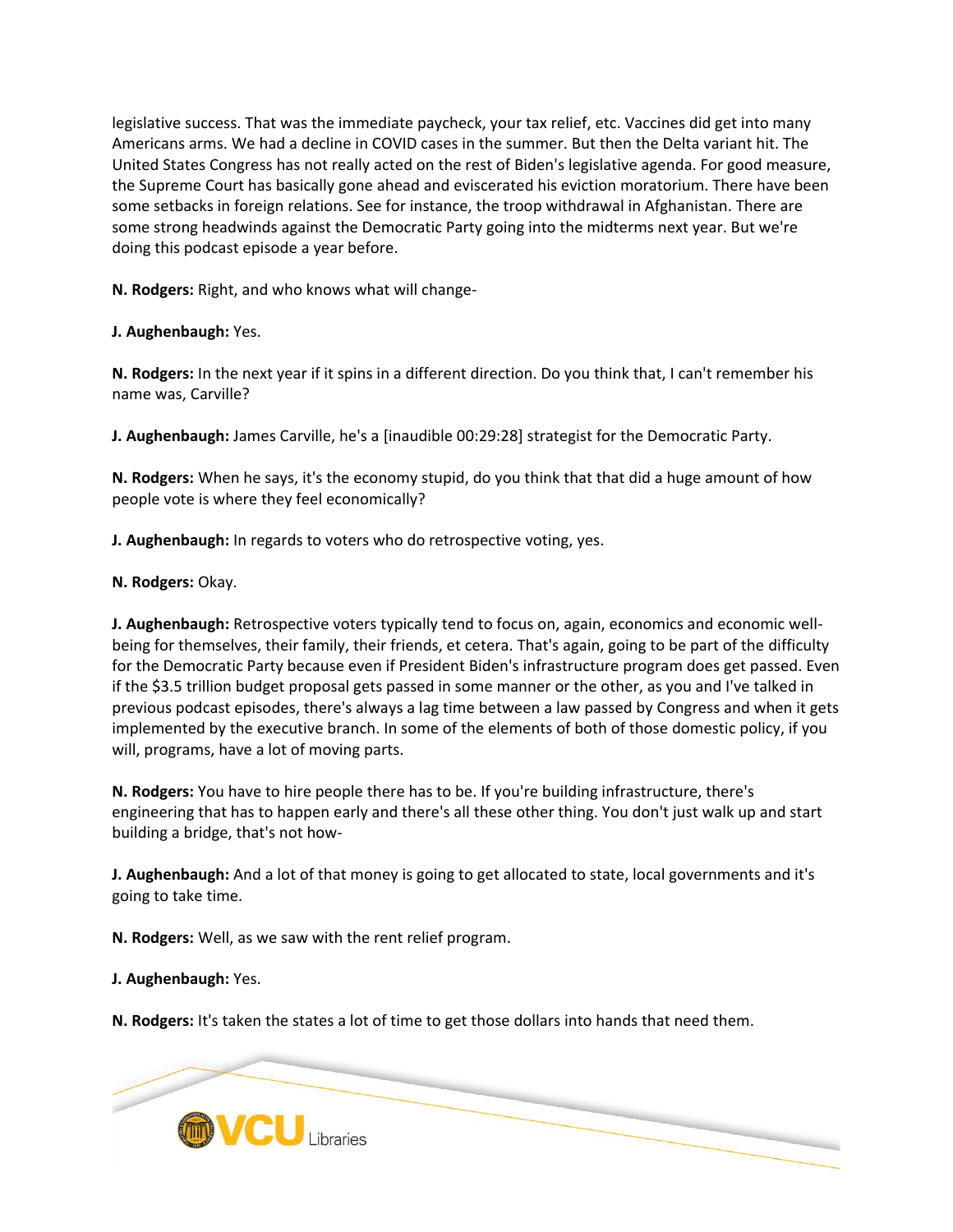legislative success. That was the immediate paycheck, your tax relief, etc. Vaccines did get into many Americans arms. We had a decline in COVID cases in the summer. But then the Delta variant hit. The United States Congress has not really acted on the rest of Biden's legislative agenda. For good measure, the Supreme Court has basically gone ahead and eviscerated his eviction moratorium. There have been some setbacks in foreign relations. See for instance, the troop withdrawal in Afghanistan. There are some strong headwinds against the Democratic Party going into the midterms next year. But we're doing this podcast episode a year before.

**N. Rodgers:** Right, and who knows what will change-

**J. Aughenbaugh:** Yes.

**N. Rodgers:** In the next year if it spins in a different direction. Do you think that, I can't remember his name was, Carville?

**J. Aughenbaugh:** James Carville, he's a [inaudible 00:29:28] strategist for the Democratic Party.

**N. Rodgers:** When he says, it's the economy stupid, do you think that that did a huge amount of how people vote is where they feel economically?

**J. Aughenbaugh:** In regards to voters who do retrospective voting, yes.

**N. Rodgers:** Okay.

**J. Aughenbaugh:** Retrospective voters typically tend to focus on, again, economics and economic well-being for themselves, their family, their friends, et cetera. That's again, going to be part of the difficulty for the Democratic Party because even if President Biden's infrastructure program does get passed. Even if the $3.5 trillion budget proposal gets passed in some manner or the other, as you and I've talked in previous podcast episodes, there's always a lag time between a law passed by Congress and when it gets implemented by the executive branch. In some of the elements of both of those domestic policy, if you will, programs, have a lot of moving parts.

**N. Rodgers:** You have to hire people there has to be. If you're building infrastructure, there's engineering that has to happen early and there's all these other thing. You don't just walk up and start building a bridge, that's not how-

**J. Aughenbaugh:** And a lot of that money is going to get allocated to state, local governments and it's going to take time.

**N. Rodgers:** Well, as we saw with the rent relief program.

**J. Aughenbaugh:** Yes.

**N. Rodgers:** It's taken the states a lot of time to get those dollars into hands that need them.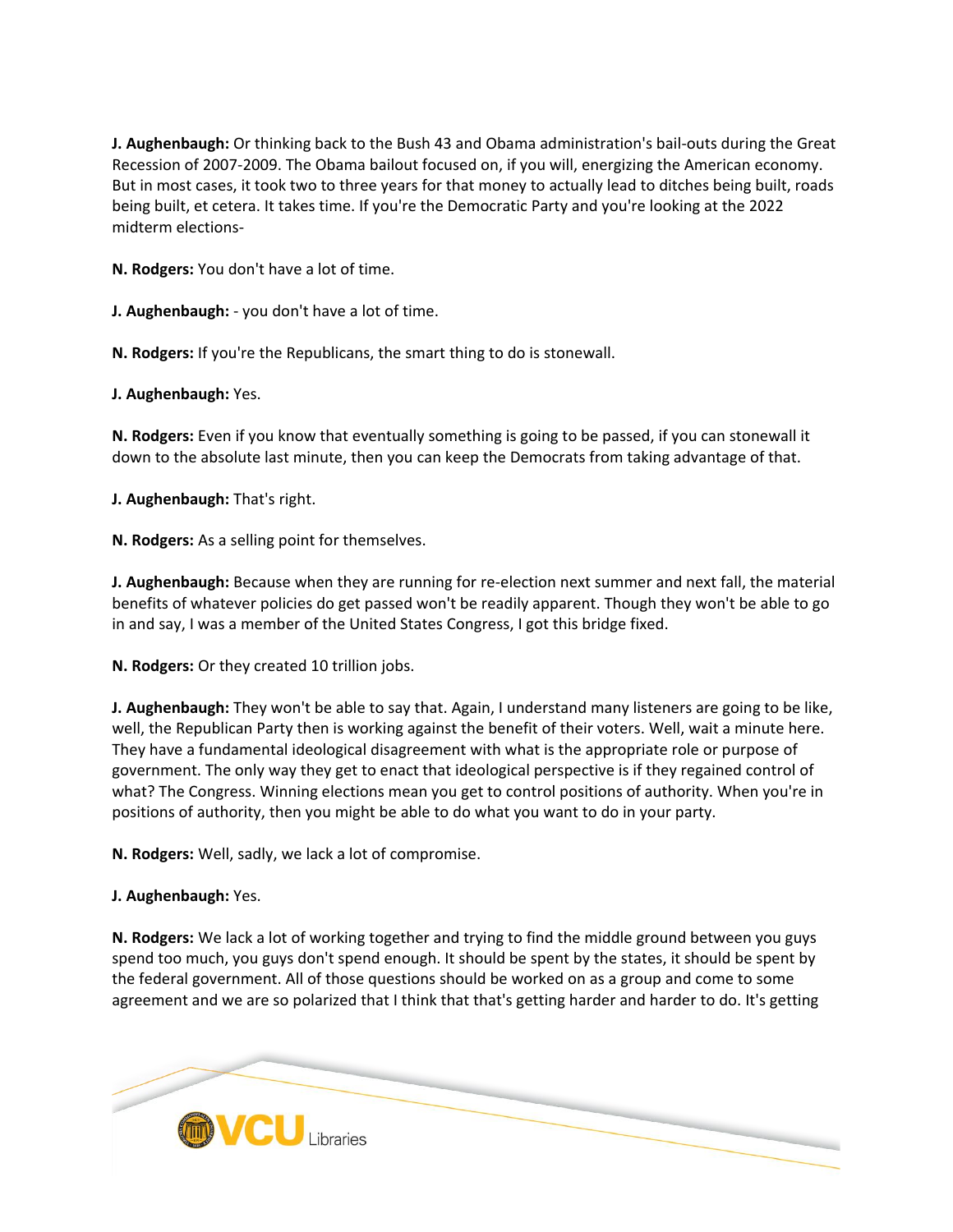**J. Aughenbaugh:** Or thinking back to the Bush 43 and Obama administration's bail-outs during the Great Recession of 2007-2009. The Obama bailout focused on, if you will, energizing the American economy. But in most cases, it took two to three years for that money to actually lead to ditches being built, roads being built, et cetera. It takes time. If you're the Democratic Party and you're looking at the 2022 midterm elections-

**N. Rodgers:** You don't have a lot of time.

**J. Aughenbaugh:** - you don't have a lot of time.

**N. Rodgers:** If you're the Republicans, the smart thing to do is stonewall.

**J. Aughenbaugh:** Yes.

**N. Rodgers:** Even if you know that eventually something is going to be passed, if you can stonewall it down to the absolute last minute, then you can keep the Democrats from taking advantage of that.

**J. Aughenbaugh:** That's right.

**N. Rodgers:** As a selling point for themselves.

**J. Aughenbaugh:** Because when they are running for re-election next summer and next fall, the material benefits of whatever policies do get passed won't be readily apparent. Though they won't be able to go in and say, I was a member of the United States Congress, I got this bridge fixed.

**N. Rodgers:** Or they created 10 trillion jobs.

**J. Aughenbaugh:** They won't be able to say that. Again, I understand many listeners are going to be like, well, the Republican Party then is working against the benefit of their voters. Well, wait a minute here. They have a fundamental ideological disagreement with what is the appropriate role or purpose of government. The only way they get to enact that ideological perspective is if they regained control of what? The Congress. Winning elections mean you get to control positions of authority. When you're in positions of authority, then you might be able to do what you want to do in your party.

**N. Rodgers:** Well, sadly, we lack a lot of compromise.

**J. Aughenbaugh:** Yes.

**N. Rodgers:** We lack a lot of working together and trying to find the middle ground between you guys spend too much, you guys don't spend enough. It should be spent by the states, it should be spent by the federal government. All of those questions should be worked on as a group and come to some agreement and we are so polarized that I think that that's getting harder and harder to do. It's getting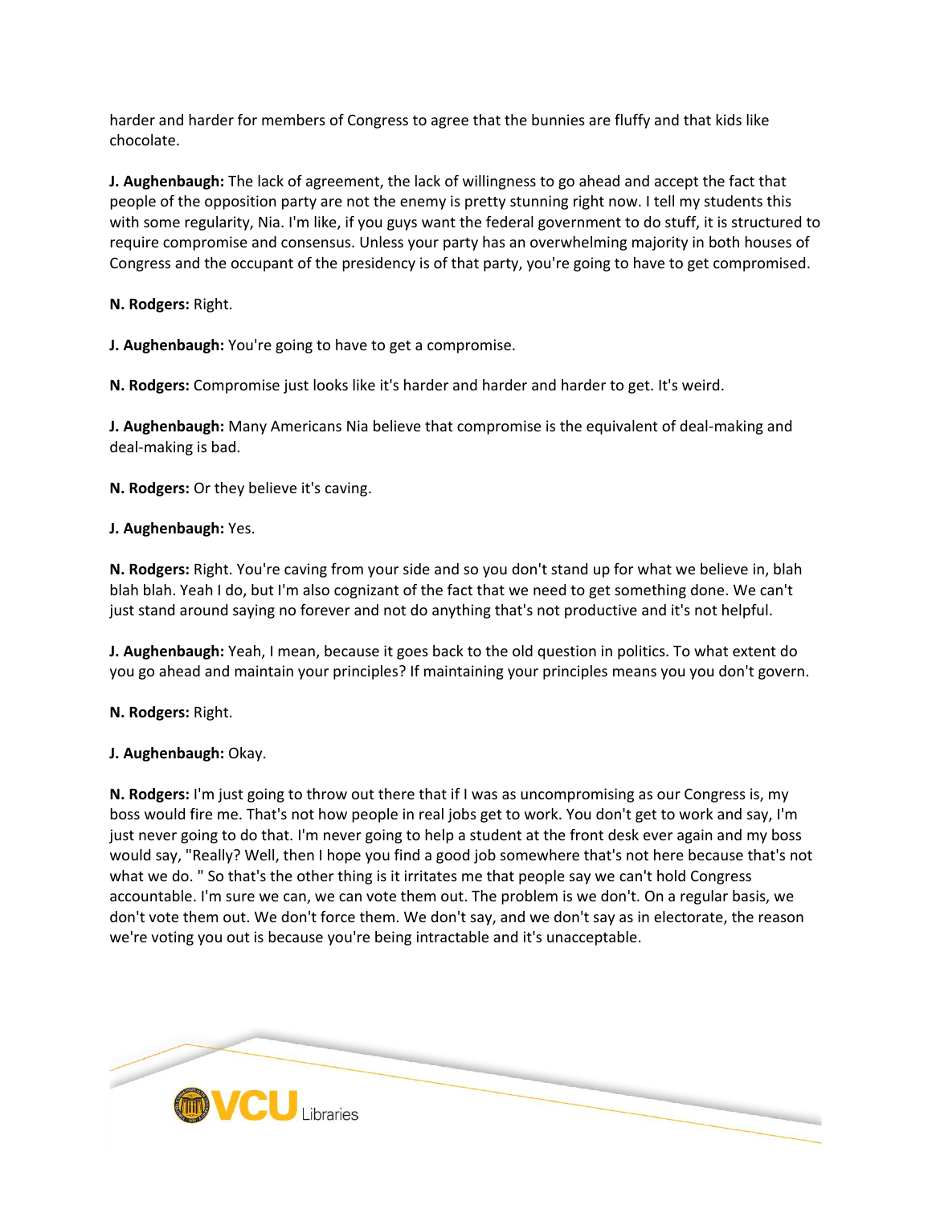harder and harder for members of Congress to agree that the bunnies are fluffy and that kids like chocolate.

**J. Aughenbaugh:** The lack of agreement, the lack of willingness to go ahead and accept the fact that people of the opposition party are not the enemy is pretty stunning right now. I tell my students this with some regularity, Nia. I'm like, if you guys want the federal government to do stuff, it is structured to require compromise and consensus. Unless your party has an overwhelming majority in both houses of Congress and the occupant of the presidency is of that party, you're going to have to get compromised.

**N. Rodgers:** Right.

**J. Aughenbaugh:** You're going to have to get a compromise.

**N. Rodgers:** Compromise just looks like it's harder and harder and harder to get. It's weird.

**J. Aughenbaugh:** Many Americans Nia believe that compromise is the equivalent of deal-making and deal-making is bad.

**N. Rodgers:** Or they believe it's caving.

**J. Aughenbaugh:** Yes.

**N. Rodgers:** Right. You're caving from your side and so you don't stand up for what we believe in, blah blah blah. Yeah I do, but I'm also cognizant of the fact that we need to get something done. We can't just stand around saying no forever and not do anything that's not productive and it's not helpful.

**J. Aughenbaugh:** Yeah, I mean, because it goes back to the old question in politics. To what extent do you go ahead and maintain your principles? If maintaining your principles means you you don't govern.

**N. Rodgers:** Right.

**J. Aughenbaugh:** Okay.

**N. Rodgers:** I'm just going to throw out there that if I was as uncompromising as our Congress is, my boss would fire me. That's not how people in real jobs get to work. You don't get to work and say, I'm just never going to do that. I'm never going to help a student at the front desk ever again and my boss would say, "Really? Well, then I hope you find a good job somewhere that's not here because that's not what we do. " So that's the other thing is it irritates me that people say we can't hold Congress accountable. I'm sure we can, we can vote them out. The problem is we don't. On a regular basis, we don't vote them out. We don't force them. We don't say, and we don't say as in electorate, the reason we're voting you out is because you're being intractable and it's unacceptable.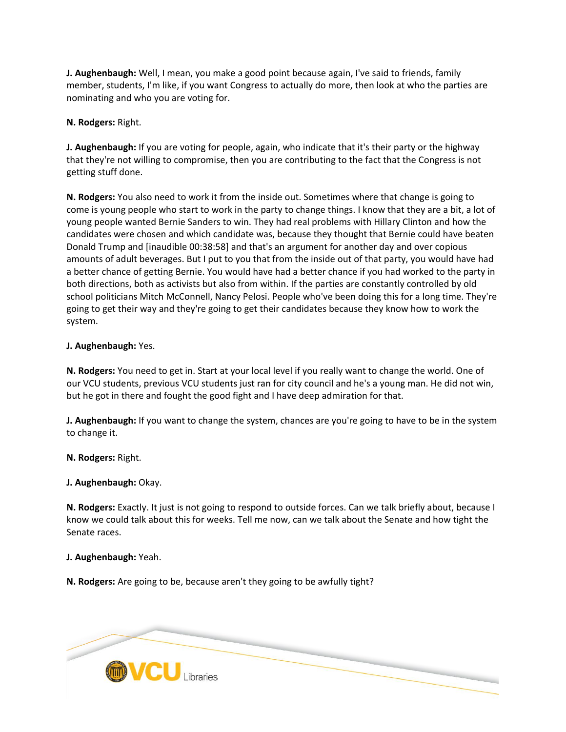**J. Aughenbaugh:** Well, I mean, you make a good point because again, I've said to friends, family member, students, I'm like, if you want Congress to actually do more, then look at who the parties are nominating and who you are voting for.

**N. Rodgers:** Right.

**J. Aughenbaugh:** If you are voting for people, again, who indicate that it's their party or the highway that they're not willing to compromise, then you are contributing to the fact that the Congress is not getting stuff done.

**N. Rodgers:** You also need to work it from the inside out. Sometimes where that change is going to come is young people who start to work in the party to change things. I know that they are a bit, a lot of young people wanted Bernie Sanders to win. They had real problems with Hillary Clinton and how the candidates were chosen and which candidate was, because they thought that Bernie could have beaten Donald Trump and [inaudible 00:38:58] and that's an argument for another day and over copious amounts of adult beverages. But I put to you that from the inside out of that party, you would have had a better chance of getting Bernie. You would have had a better chance if you had worked to the party in both directions, both as activists but also from within. If the parties are constantly controlled by old school politicians Mitch McConnell, Nancy Pelosi. People who've been doing this for a long time. They're going to get their way and they're going to get their candidates because they know how to work the system.

**J. Aughenbaugh:** Yes.

**N. Rodgers:** You need to get in. Start at your local level if you really want to change the world. One of our VCU students, previous VCU students just ran for city council and he's a young man. He did not win, but he got in there and fought the good fight and I have deep admiration for that.

**J. Aughenbaugh:** If you want to change the system, chances are you're going to have to be in the system to change it.

**N. Rodgers:** Right.

**J. Aughenbaugh:** Okay.

**N. Rodgers:** Exactly. It just is not going to respond to outside forces. Can we talk briefly about, because I know we could talk about this for weeks. Tell me now, can we talk about the Senate and how tight the Senate races.

**J. Aughenbaugh:** Yeah.

**N. Rodgers:** Are going to be, because aren't they going to be awfully tight?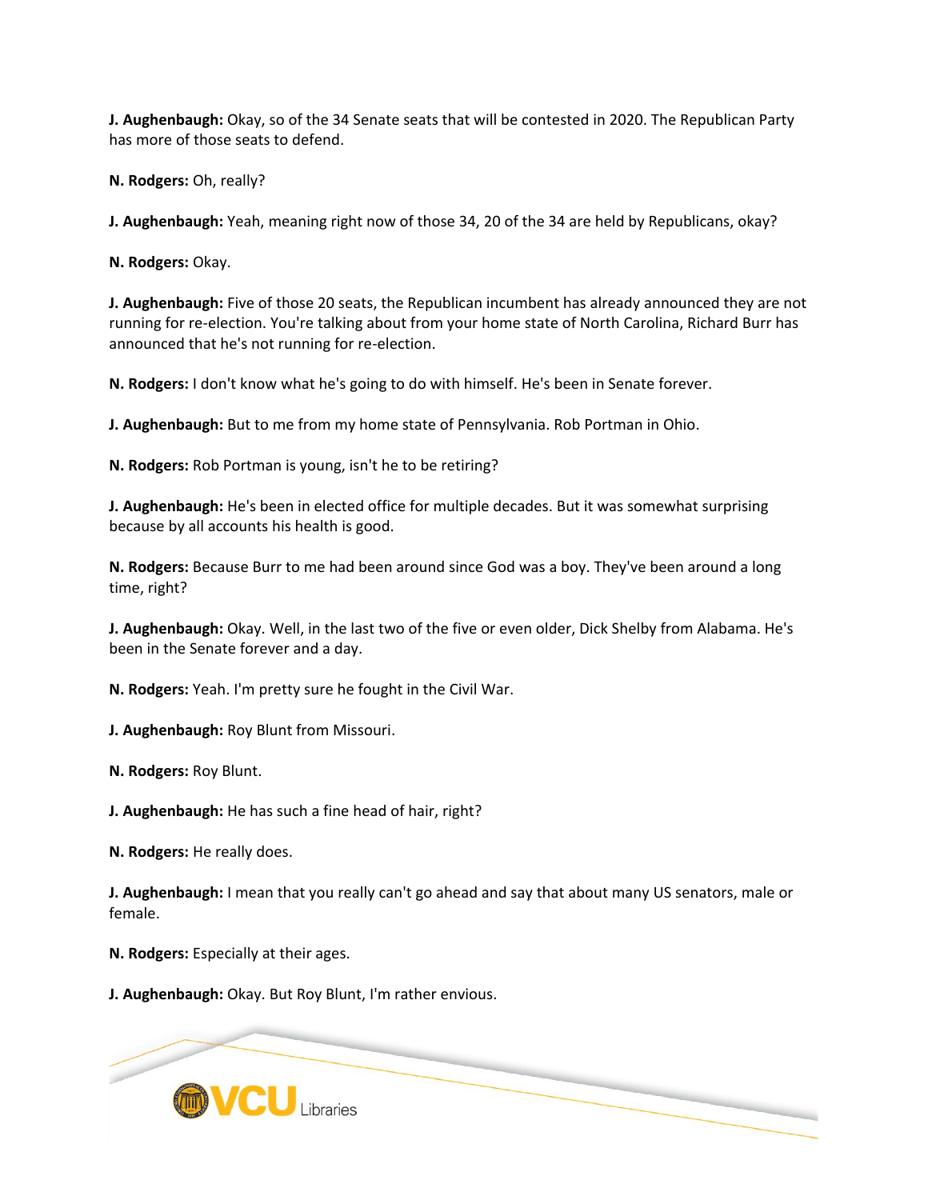**J. Aughenbaugh:** Okay, so of the 34 Senate seats that will be contested in 2020. The Republican Party has more of those seats to defend.

**N. Rodgers:** Oh, really?

**J. Aughenbaugh:** Yeah, meaning right now of those 34, 20 of the 34 are held by Republicans, okay?

**N. Rodgers:** Okay.

**J. Aughenbaugh:** Five of those 20 seats, the Republican incumbent has already announced they are not running for re-election. You're talking about from your home state of North Carolina, Richard Burr has announced that he's not running for re-election.

**N. Rodgers:** I don't know what he's going to do with himself. He's been in Senate forever.

**J. Aughenbaugh:** But to me from my home state of Pennsylvania. Rob Portman in Ohio.

**N. Rodgers:** Rob Portman is young, isn't he to be retiring?

**J. Aughenbaugh:** He's been in elected office for multiple decades. But it was somewhat surprising because by all accounts his health is good.

**N. Rodgers:** Because Burr to me had been around since God was a boy. They've been around a long time, right?

**J. Aughenbaugh:** Okay. Well, in the last two of the five or even older, Dick Shelby from Alabama. He's been in the Senate forever and a day.

**N. Rodgers:** Yeah. I'm pretty sure he fought in the Civil War.

**J. Aughenbaugh:** Roy Blunt from Missouri.

**N. Rodgers:** Roy Blunt.

**J. Aughenbaugh:** He has such a fine head of hair, right?

**N. Rodgers:** He really does.

**J. Aughenbaugh:** I mean that you really can't go ahead and say that about many US senators, male or female.

**N. Rodgers:** Especially at their ages.

**J. Aughenbaugh:** Okay. But Roy Blunt, I'm rather envious.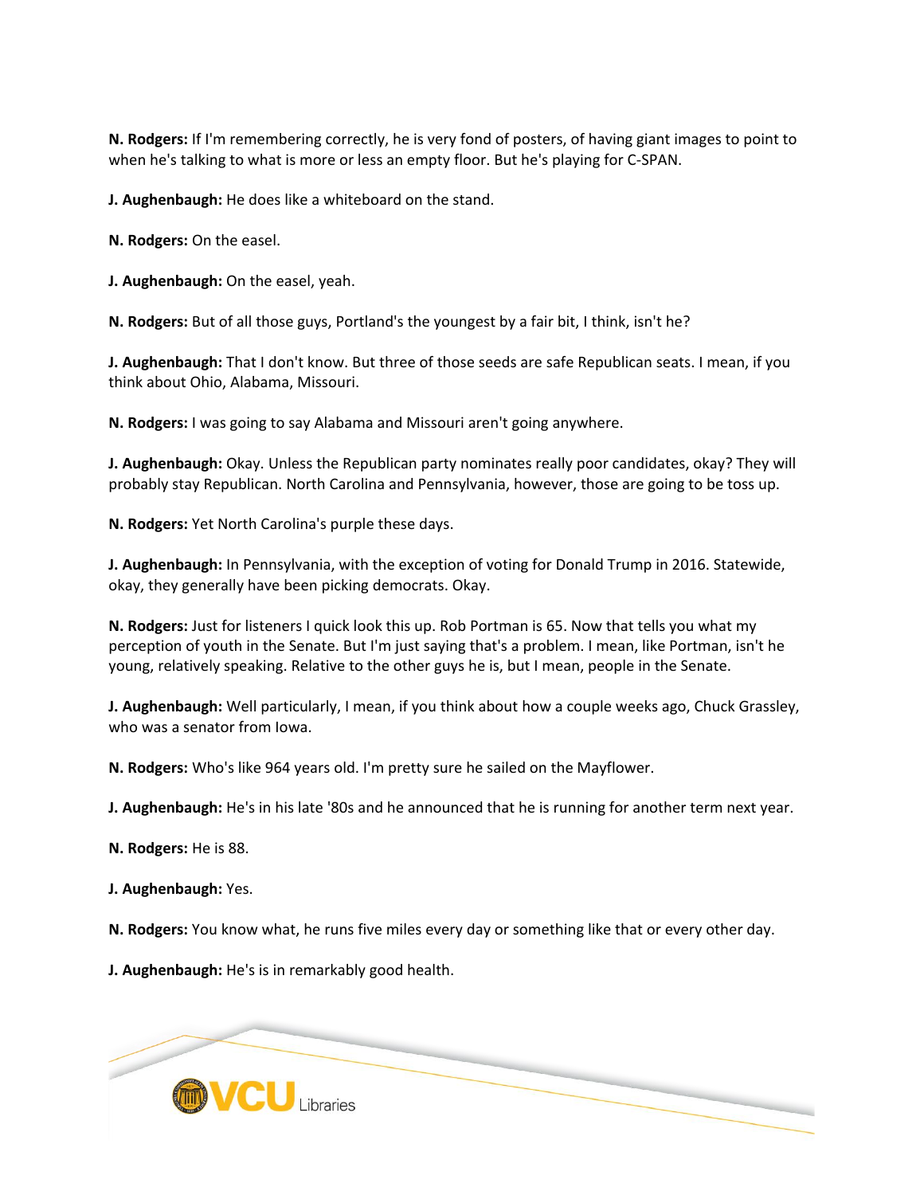**N. Rodgers:** If I'm remembering correctly, he is very fond of posters, of having giant images to point to when he's talking to what is more or less an empty floor. But he's playing for C-SPAN.

**J. Aughenbaugh:** He does like a whiteboard on the stand.

**N. Rodgers:** On the easel.

**J. Aughenbaugh:** On the easel, yeah.

**N. Rodgers:** But of all those guys, Portland's the youngest by a fair bit, I think, isn't he?

**J. Aughenbaugh:** That I don't know. But three of those seeds are safe Republican seats. I mean, if you think about Ohio, Alabama, Missouri.

**N. Rodgers:** I was going to say Alabama and Missouri aren't going anywhere.

**J. Aughenbaugh:** Okay. Unless the Republican party nominates really poor candidates, okay? They will probably stay Republican. North Carolina and Pennsylvania, however, those are going to be toss up.

**N. Rodgers:** Yet North Carolina's purple these days.

**J. Aughenbaugh:** In Pennsylvania, with the exception of voting for Donald Trump in 2016. Statewide, okay, they generally have been picking democrats. Okay.

**N. Rodgers:** Just for listeners I quick look this up. Rob Portman is 65. Now that tells you what my perception of youth in the Senate. But I'm just saying that's a problem. I mean, like Portman, isn't he young, relatively speaking. Relative to the other guys he is, but I mean, people in the Senate.

**J. Aughenbaugh:** Well particularly, I mean, if you think about how a couple weeks ago, Chuck Grassley, who was a senator from Iowa.

**N. Rodgers:** Who's like 964 years old. I'm pretty sure he sailed on the Mayflower.

**J. Aughenbaugh:** He's in his late '80s and he announced that he is running for another term next year.

**N. Rodgers:** He is 88.

**J. Aughenbaugh:** Yes.

**N. Rodgers:** You know what, he runs five miles every day or something like that or every other day.

**J. Aughenbaugh:** He's is in remarkably good health.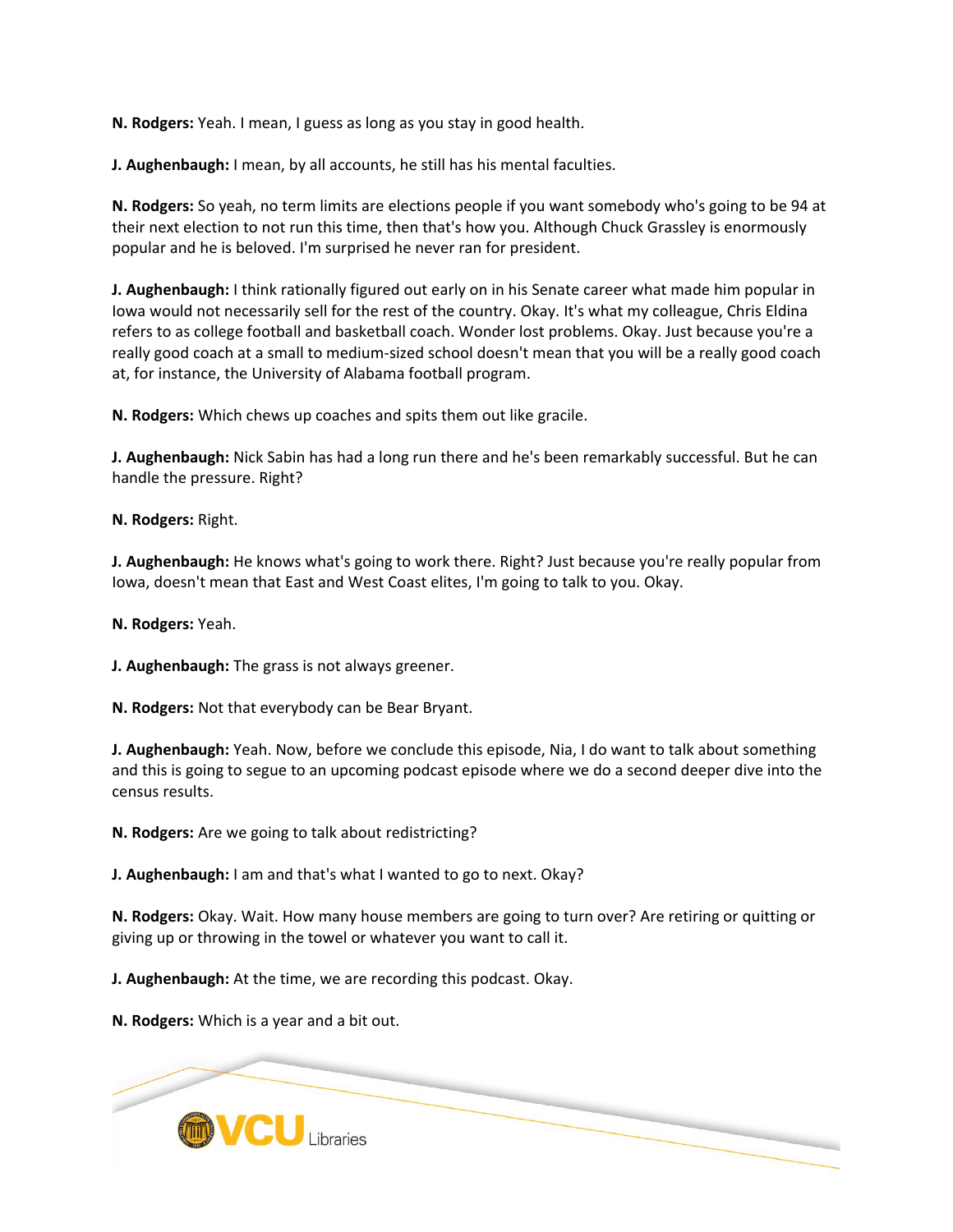**N. Rodgers:** Yeah. I mean, I guess as long as you stay in good health.

**J. Aughenbaugh:** I mean, by all accounts, he still has his mental faculties.

**N. Rodgers:** So yeah, no term limits are elections people if you want somebody who's going to be 94 at their next election to not run this time, then that's how you. Although Chuck Grassley is enormously popular and he is beloved. I'm surprised he never ran for president.

**J. Aughenbaugh:** I think rationally figured out early on in his Senate career what made him popular in Iowa would not necessarily sell for the rest of the country. Okay. It's what my colleague, Chris Eldina refers to as college football and basketball coach. Wonder lost problems. Okay. Just because you're a really good coach at a small to medium-sized school doesn't mean that you will be a really good coach at, for instance, the University of Alabama football program.

**N. Rodgers:** Which chews up coaches and spits them out like gracile.

**J. Aughenbaugh:** Nick Sabin has had a long run there and he's been remarkably successful. But he can handle the pressure. Right?

**N. Rodgers:** Right.

**J. Aughenbaugh:** He knows what's going to work there. Right? Just because you're really popular from Iowa, doesn't mean that East and West Coast elites, I'm going to talk to you. Okay.

**N. Rodgers:** Yeah.

**J. Aughenbaugh:** The grass is not always greener.

**N. Rodgers:** Not that everybody can be Bear Bryant.

**J. Aughenbaugh:** Yeah. Now, before we conclude this episode, Nia, I do want to talk about something and this is going to segue to an upcoming podcast episode where we do a second deeper dive into the census results.

**N. Rodgers:** Are we going to talk about redistricting?

**J. Aughenbaugh:** I am and that's what I wanted to go to next. Okay?

**N. Rodgers:** Okay. Wait. How many house members are going to turn over? Are retiring or quitting or giving up or throwing in the towel or whatever you want to call it.

**J. Aughenbaugh:** At the time, we are recording this podcast. Okay.

**N. Rodgers:** Which is a year and a bit out.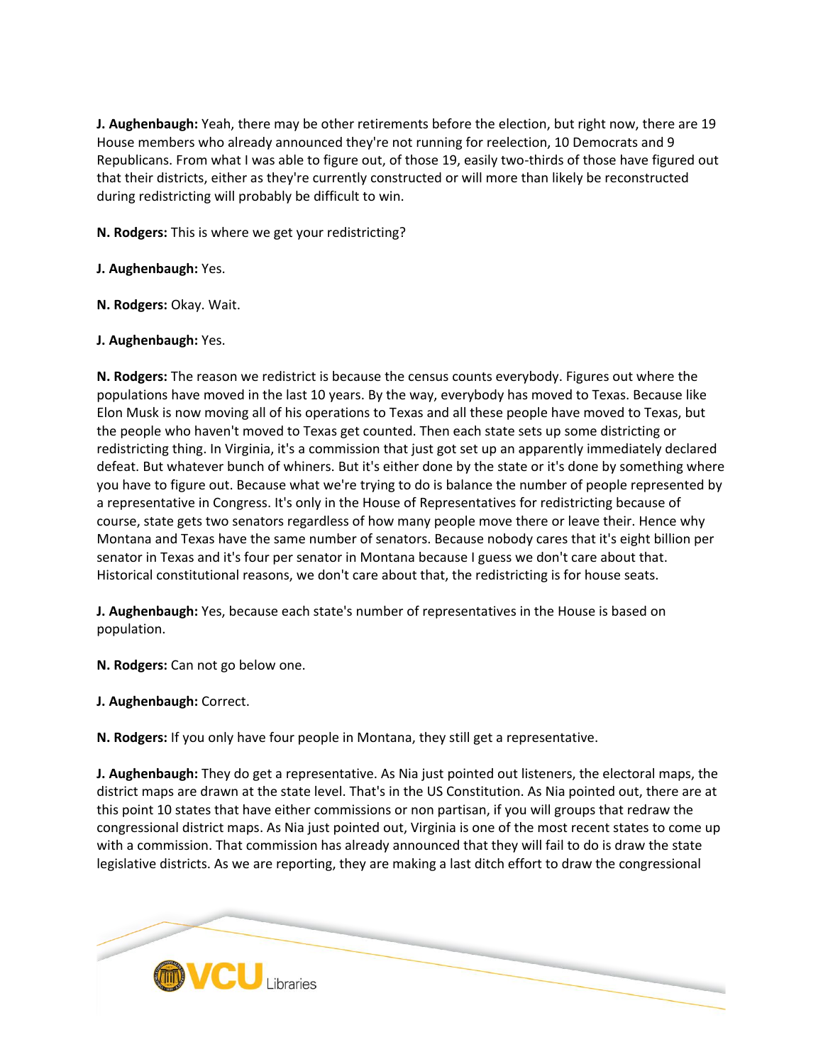**J. Aughenbaugh:** Yeah, there may be other retirements before the election, but right now, there are 19 House members who already announced they're not running for reelection, 10 Democrats and 9 Republicans. From what I was able to figure out, of those 19, easily two-thirds of those have figured out that their districts, either as they're currently constructed or will more than likely be reconstructed during redistricting will probably be difficult to win.

**N. Rodgers:** This is where we get your redistricting?

**J. Aughenbaugh:** Yes.

**N. Rodgers:** Okay. Wait.

**J. Aughenbaugh:** Yes.

**N. Rodgers:** The reason we redistrict is because the census counts everybody. Figures out where the populations have moved in the last 10 years. By the way, everybody has moved to Texas. Because like Elon Musk is now moving all of his operations to Texas and all these people have moved to Texas, but the people who haven't moved to Texas get counted. Then each state sets up some districting or redistricting thing. In Virginia, it's a commission that just got set up an apparently immediately declared defeat. But whatever bunch of whiners. But it's either done by the state or it's done by something where you have to figure out. Because what we're trying to do is balance the number of people represented by a representative in Congress. It's only in the House of Representatives for redistricting because of course, state gets two senators regardless of how many people move there or leave their. Hence why Montana and Texas have the same number of senators. Because nobody cares that it's eight billion per senator in Texas and it's four per senator in Montana because I guess we don't care about that. Historical constitutional reasons, we don't care about that, the redistricting is for house seats.

**J. Aughenbaugh:** Yes, because each state's number of representatives in the House is based on population.

**N. Rodgers:** Can not go below one.

**J. Aughenbaugh:** Correct.

**N. Rodgers:** If you only have four people in Montana, they still get a representative.

**J. Aughenbaugh:** They do get a representative. As Nia just pointed out listeners, the electoral maps, the district maps are drawn at the state level. That's in the US Constitution. As Nia pointed out, there are at this point 10 states that have either commissions or non partisan, if you will groups that redraw the congressional district maps. As Nia just pointed out, Virginia is one of the most recent states to come up with a commission. That commission has already announced that they will fail to do is draw the state legislative districts. As we are reporting, they are making a last ditch effort to draw the congressional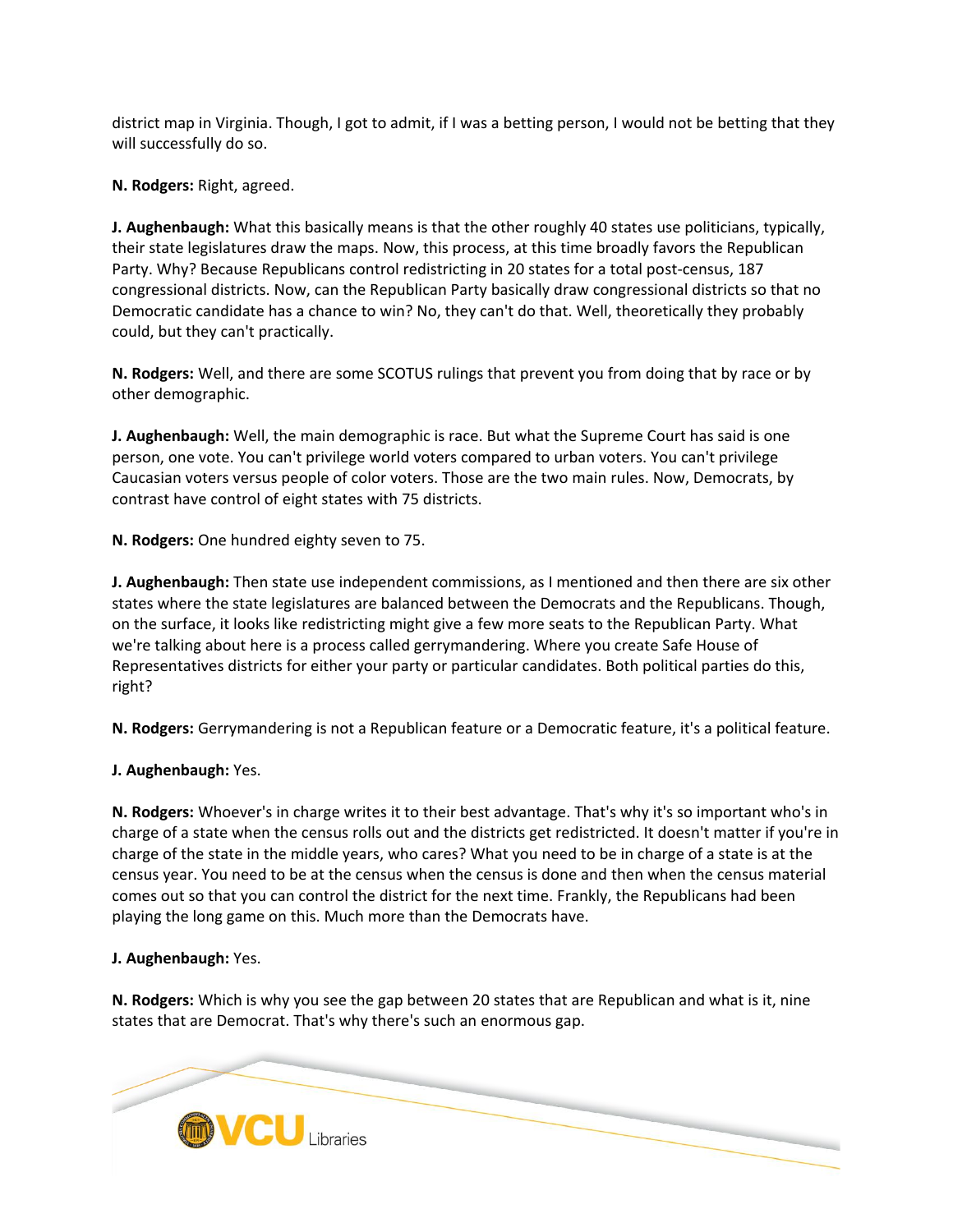district map in Virginia. Though, I got to admit, if I was a betting person, I would not be betting that they will successfully do so.

**N. Rodgers:** Right, agreed.

**J. Aughenbaugh:** What this basically means is that the other roughly 40 states use politicians, typically, their state legislatures draw the maps. Now, this process, at this time broadly favors the Republican Party. Why? Because Republicans control redistricting in 20 states for a total post-census, 187 congressional districts. Now, can the Republican Party basically draw congressional districts so that no Democratic candidate has a chance to win? No, they can't do that. Well, theoretically they probably could, but they can't practically.

**N. Rodgers:** Well, and there are some SCOTUS rulings that prevent you from doing that by race or by other demographic.

**J. Aughenbaugh:** Well, the main demographic is race. But what the Supreme Court has said is one person, one vote. You can't privilege world voters compared to urban voters. You can't privilege Caucasian voters versus people of color voters. Those are the two main rules. Now, Democrats, by contrast have control of eight states with 75 districts.

**N. Rodgers:** One hundred eighty seven to 75.

**J. Aughenbaugh:** Then state use independent commissions, as I mentioned and then there are six other states where the state legislatures are balanced between the Democrats and the Republicans. Though, on the surface, it looks like redistricting might give a few more seats to the Republican Party. What we're talking about here is a process called gerrymandering. Where you create Safe House of Representatives districts for either your party or particular candidates. Both political parties do this, right?

**N. Rodgers:** Gerrymandering is not a Republican feature or a Democratic feature, it's a political feature.

**J. Aughenbaugh:** Yes.

**N. Rodgers:** Whoever's in charge writes it to their best advantage. That's why it's so important who's in charge of a state when the census rolls out and the districts get redistricted. It doesn't matter if you're in charge of the state in the middle years, who cares? What you need to be in charge of a state is at the census year. You need to be at the census when the census is done and then when the census material comes out so that you can control the district for the next time. Frankly, the Republicans had been playing the long game on this. Much more than the Democrats have.

**J. Aughenbaugh:** Yes.

**N. Rodgers:** Which is why you see the gap between 20 states that are Republican and what is it, nine states that are Democrat. That's why there's such an enormous gap.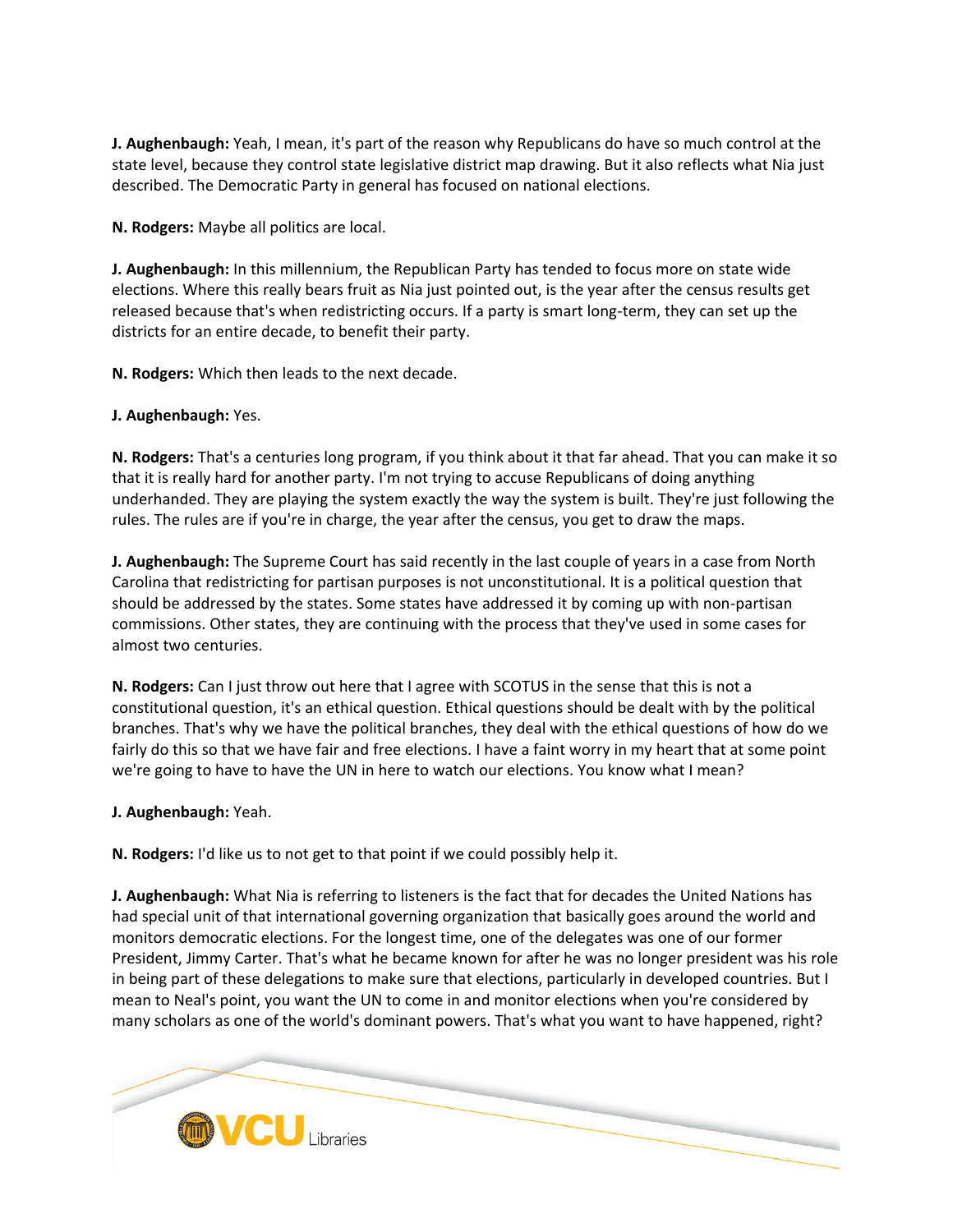**J. Aughenbaugh:** Yeah, I mean, it's part of the reason why Republicans do have so much control at the state level, because they control state legislative district map drawing. But it also reflects what Nia just described. The Democratic Party in general has focused on national elections.

**N. Rodgers:** Maybe all politics are local.

**J. Aughenbaugh:** In this millennium, the Republican Party has tended to focus more on state wide elections. Where this really bears fruit as Nia just pointed out, is the year after the census results get released because that's when redistricting occurs. If a party is smart long-term, they can set up the districts for an entire decade, to benefit their party.

**N. Rodgers:** Which then leads to the next decade.

**J. Aughenbaugh:** Yes.

**N. Rodgers:** That's a centuries long program, if you think about it that far ahead. That you can make it so that it is really hard for another party. I'm not trying to accuse Republicans of doing anything underhanded. They are playing the system exactly the way the system is built. They're just following the rules. The rules are if you're in charge, the year after the census, you get to draw the maps.

**J. Aughenbaugh:** The Supreme Court has said recently in the last couple of years in a case from North Carolina that redistricting for partisan purposes is not unconstitutional. It is a political question that should be addressed by the states. Some states have addressed it by coming up with non-partisan commissions. Other states, they are continuing with the process that they've used in some cases for almost two centuries.

**N. Rodgers:** Can I just throw out here that I agree with SCOTUS in the sense that this is not a constitutional question, it's an ethical question. Ethical questions should be dealt with by the political branches. That's why we have the political branches, they deal with the ethical questions of how do we fairly do this so that we have fair and free elections. I have a faint worry in my heart that at some point we're going to have to have the UN in here to watch our elections. You know what I mean?

**J. Aughenbaugh:** Yeah.

**N. Rodgers:** I'd like us to not get to that point if we could possibly help it.

**J. Aughenbaugh:** What Nia is referring to listeners is the fact that for decades the United Nations has had special unit of that international governing organization that basically goes around the world and monitors democratic elections. For the longest time, one of the delegates was one of our former President, Jimmy Carter. That's what he became known for after he was no longer president was his role in being part of these delegations to make sure that elections, particularly in developed countries. But I mean to Neal's point, you want the UN to come in and monitor elections when you're considered by many scholars as one of the world's dominant powers. That's what you want to have happened, right?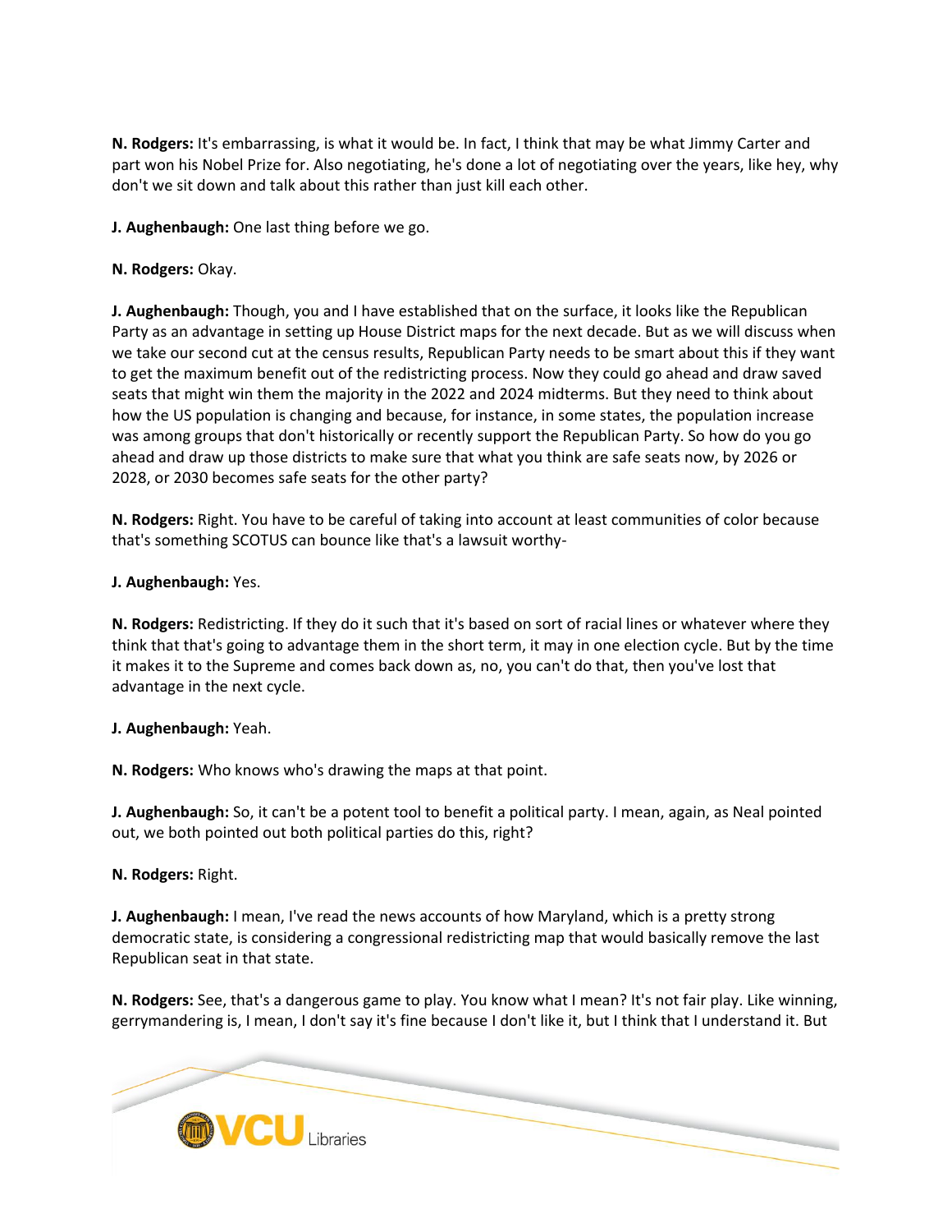**N. Rodgers:** It's embarrassing, is what it would be. In fact, I think that may be what Jimmy Carter and part won his Nobel Prize for. Also negotiating, he's done a lot of negotiating over the years, like hey, why don't we sit down and talk about this rather than just kill each other.

**J. Aughenbaugh:** One last thing before we go.

**N. Rodgers:** Okay.

**J. Aughenbaugh:** Though, you and I have established that on the surface, it looks like the Republican Party as an advantage in setting up House District maps for the next decade. But as we will discuss when we take our second cut at the census results, Republican Party needs to be smart about this if they want to get the maximum benefit out of the redistricting process. Now they could go ahead and draw saved seats that might win them the majority in the 2022 and 2024 midterms. But they need to think about how the US population is changing and because, for instance, in some states, the population increase was among groups that don't historically or recently support the Republican Party. So how do you go ahead and draw up those districts to make sure that what you think are safe seats now, by 2026 or 2028, or 2030 becomes safe seats for the other party?

**N. Rodgers:** Right. You have to be careful of taking into account at least communities of color because that's something SCOTUS can bounce like that's a lawsuit worthy-

**J. Aughenbaugh:** Yes.

**N. Rodgers:** Redistricting. If they do it such that it's based on sort of racial lines or whatever where they think that that's going to advantage them in the short term, it may in one election cycle. But by the time it makes it to the Supreme and comes back down as, no, you can't do that, then you've lost that advantage in the next cycle.

**J. Aughenbaugh:** Yeah.

**N. Rodgers:** Who knows who's drawing the maps at that point.

**J. Aughenbaugh:** So, it can't be a potent tool to benefit a political party. I mean, again, as Neal pointed out, we both pointed out both political parties do this, right?

**N. Rodgers:** Right.

**J. Aughenbaugh:** I mean, I've read the news accounts of how Maryland, which is a pretty strong democratic state, is considering a congressional redistricting map that would basically remove the last Republican seat in that state.

**N. Rodgers:** See, that's a dangerous game to play. You know what I mean? It's not fair play. Like winning, gerrymandering is, I mean, I don't say it's fine because I don't like it, but I think that I understand it. But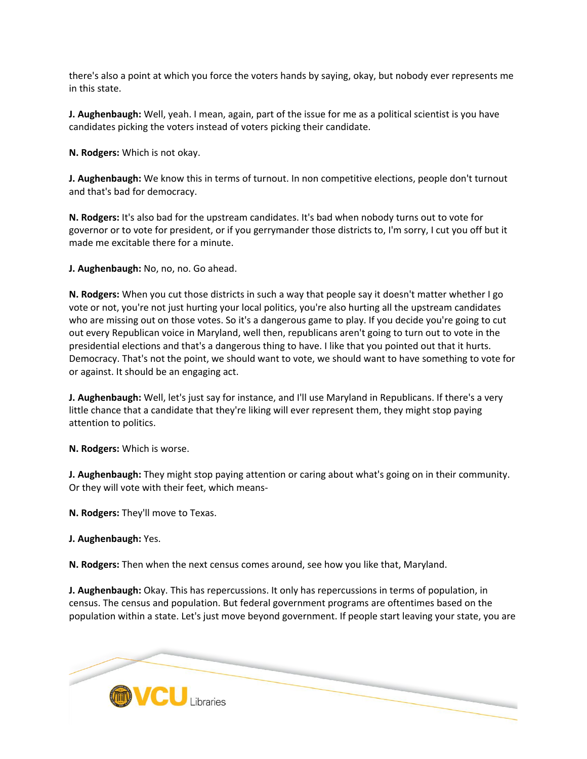there's also a point at which you force the voters hands by saying, okay, but nobody ever represents me in this state.

**J. Aughenbaugh:** Well, yeah. I mean, again, part of the issue for me as a political scientist is you have candidates picking the voters instead of voters picking their candidate.

**N. Rodgers:** Which is not okay.

**J. Aughenbaugh:** We know this in terms of turnout. In non competitive elections, people don't turnout and that's bad for democracy.

**N. Rodgers:** It's also bad for the upstream candidates. It's bad when nobody turns out to vote for governor or to vote for president, or if you gerrymander those districts to, I'm sorry, I cut you off but it made me excitable there for a minute.

**J. Aughenbaugh:** No, no, no. Go ahead.

**N. Rodgers:** When you cut those districts in such a way that people say it doesn't matter whether I go vote or not, you're not just hurting your local politics, you're also hurting all the upstream candidates who are missing out on those votes. So it's a dangerous game to play. If you decide you're going to cut out every Republican voice in Maryland, well then, republicans aren't going to turn out to vote in the presidential elections and that's a dangerous thing to have. I like that you pointed out that it hurts. Democracy. That's not the point, we should want to vote, we should want to have something to vote for or against. It should be an engaging act.

**J. Aughenbaugh:** Well, let's just say for instance, and I'll use Maryland in Republicans. If there's a very little chance that a candidate that they're liking will ever represent them, they might stop paying attention to politics.

**N. Rodgers:** Which is worse.

**J. Aughenbaugh:** They might stop paying attention or caring about what's going on in their community. Or they will vote with their feet, which means-

**N. Rodgers:** They'll move to Texas.

**J. Aughenbaugh:** Yes.

**N. Rodgers:** Then when the next census comes around, see how you like that, Maryland.

**J. Aughenbaugh:** Okay. This has repercussions. It only has repercussions in terms of population, in census. The census and population. But federal government programs are oftentimes based on the population within a state. Let's just move beyond government. If people start leaving your state, you are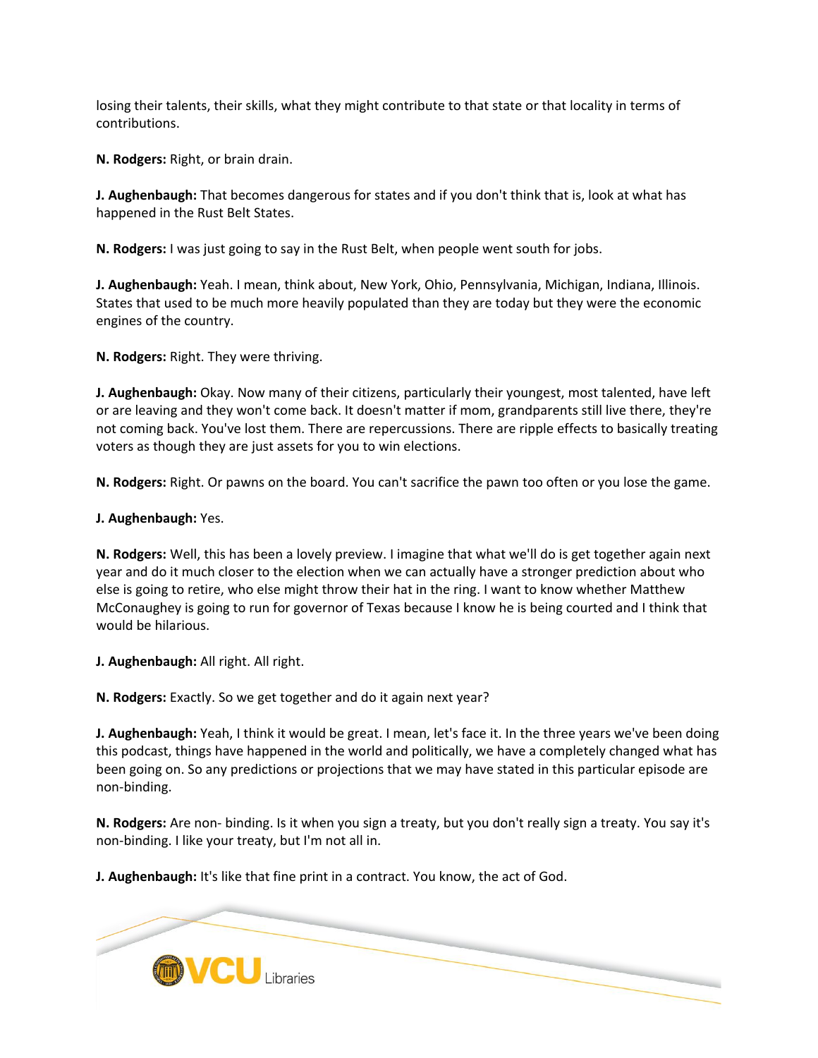losing their talents, their skills, what they might contribute to that state or that locality in terms of contributions.

**N. Rodgers:** Right, or brain drain.

**J. Aughenbaugh:** That becomes dangerous for states and if you don't think that is, look at what has happened in the Rust Belt States.

**N. Rodgers:** I was just going to say in the Rust Belt, when people went south for jobs.

**J. Aughenbaugh:** Yeah. I mean, think about, New York, Ohio, Pennsylvania, Michigan, Indiana, Illinois. States that used to be much more heavily populated than they are today but they were the economic engines of the country.

**N. Rodgers:** Right. They were thriving.

**J. Aughenbaugh:** Okay. Now many of their citizens, particularly their youngest, most talented, have left or are leaving and they won't come back. It doesn't matter if mom, grandparents still live there, they're not coming back. You've lost them. There are repercussions. There are ripple effects to basically treating voters as though they are just assets for you to win elections.

**N. Rodgers:** Right. Or pawns on the board. You can't sacrifice the pawn too often or you lose the game.

**J. Aughenbaugh:** Yes.

**N. Rodgers:** Well, this has been a lovely preview. I imagine that what we'll do is get together again next year and do it much closer to the election when we can actually have a stronger prediction about who else is going to retire, who else might throw their hat in the ring. I want to know whether Matthew McConaughey is going to run for governor of Texas because I know he is being courted and I think that would be hilarious.

**J. Aughenbaugh:** All right. All right.

**N. Rodgers:** Exactly. So we get together and do it again next year?

**J. Aughenbaugh:** Yeah, I think it would be great. I mean, let's face it. In the three years we've been doing this podcast, things have happened in the world and politically, we have a completely changed what has been going on. So any predictions or projections that we may have stated in this particular episode are non-binding.

**N. Rodgers:** Are non- binding. Is it when you sign a treaty, but you don't really sign a treaty. You say it's non-binding. I like your treaty, but I'm not all in.

**J. Aughenbaugh:** It's like that fine print in a contract. You know, the act of God.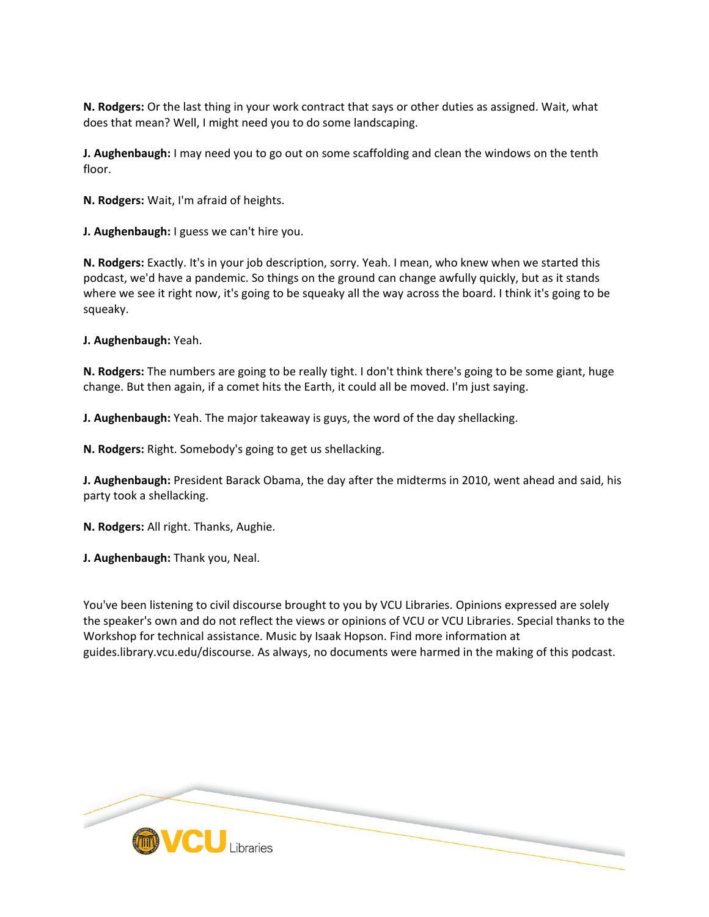**N. Rodgers:** Or the last thing in your work contract that says or other duties as assigned. Wait, what does that mean? Well, I might need you to do some landscaping.

**J. Aughenbaugh:** I may need you to go out on some scaffolding and clean the windows on the tenth floor.

**N. Rodgers:** Wait, I'm afraid of heights.

**J. Aughenbaugh:** I guess we can't hire you.

**N. Rodgers:** Exactly. It's in your job description, sorry. Yeah. I mean, who knew when we started this podcast, we'd have a pandemic. So things on the ground can change awfully quickly, but as it stands where we see it right now, it's going to be squeaky all the way across the board. I think it's going to be squeaky.

**J. Aughenbaugh:** Yeah.

**N. Rodgers:** The numbers are going to be really tight. I don't think there's going to be some giant, huge change. But then again, if a comet hits the Earth, it could all be moved. I'm just saying.

**J. Aughenbaugh:** Yeah. The major takeaway is guys, the word of the day shellacking.

**N. Rodgers:** Right. Somebody's going to get us shellacking.

**J. Aughenbaugh:** President Barack Obama, the day after the midterms in 2010, went ahead and said, his party took a shellacking.

**N. Rodgers:** All right. Thanks, Aughie.

**J. Aughenbaugh:** Thank you, Neal.

You've been listening to civil discourse brought to you by VCU Libraries. Opinions expressed are solely the speaker's own and do not reflect the views or opinions of VCU or VCU Libraries. Special thanks to the Workshop for technical assistance. Music by Isaak Hopson. Find more information at guides.library.vcu.edu/discourse. As always, no documents were harmed in the making of this podcast.